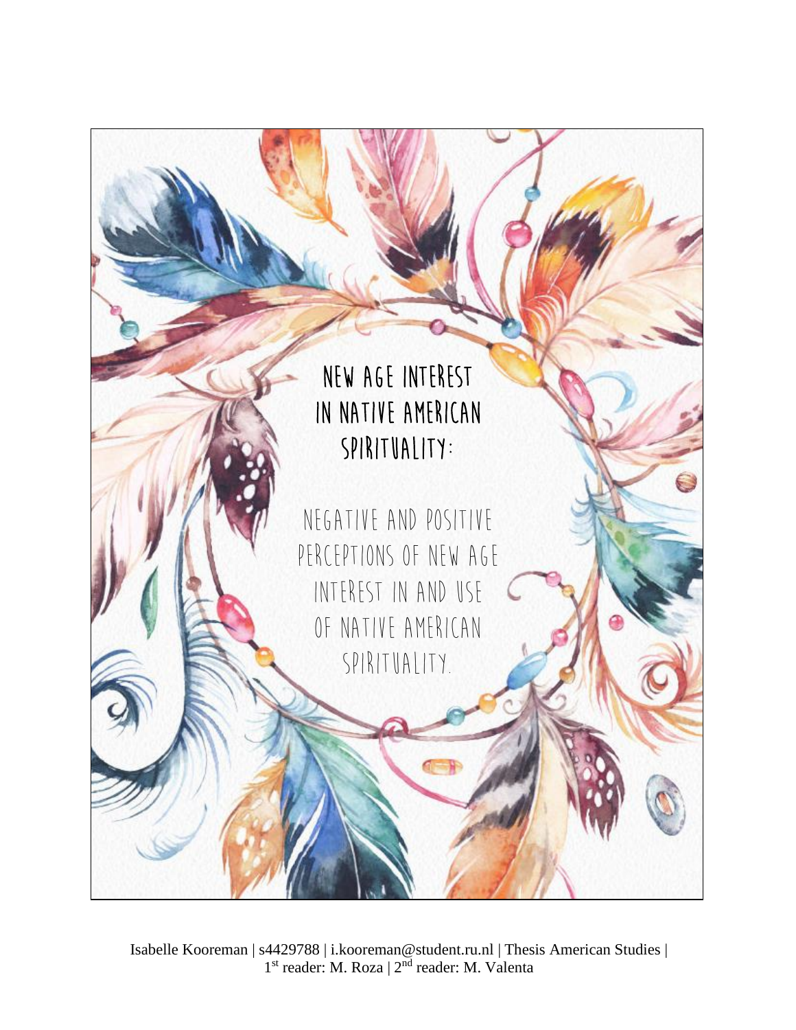# NEW AGE INTEREST IN NATIVE AMERICAN SPIRITUALITY:

## NEGATIVE AND POSITIVE PERCEPTIONS OF NEW AGE INTEREST IN AND USE OF NATIVE AMERICAN SPIRITUALITY.

Isabelle Kooreman | s4429788 | i.kooreman@student.ru.nl | Thesis American Studies | 1st reader: M. Roza | 2nd reader: M. Valenta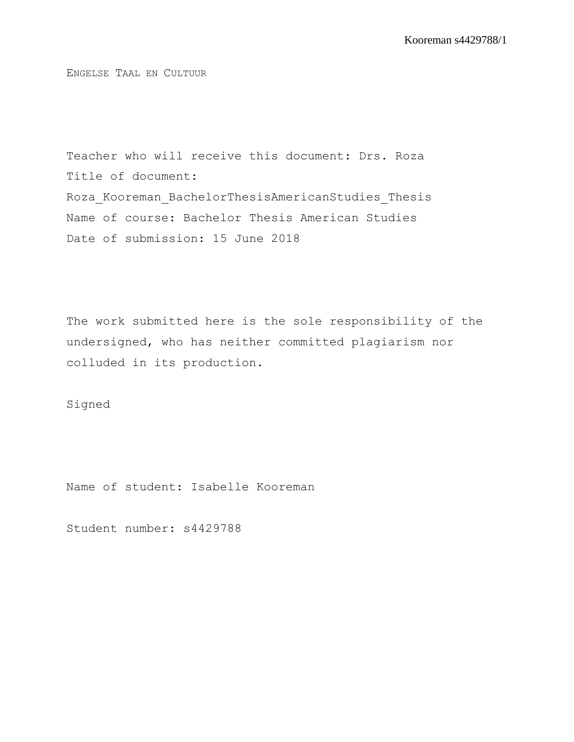ENGELSE TAAL EN CULTUUR

Teacher who will receive this document: Drs. Roza

Title of document: Roza_Kooreman_BachelorThesisAmericanStudies_Thesis

Name of course: Bachelor Thesis American Studies

Date of submission: 15 June 2018

The work submitted here is the sole responsibility of the undersigned, who has neither committed plagiarism nor colluded in its production.

Signed

Name of student: Isabelle Kooreman

Student number: s4429788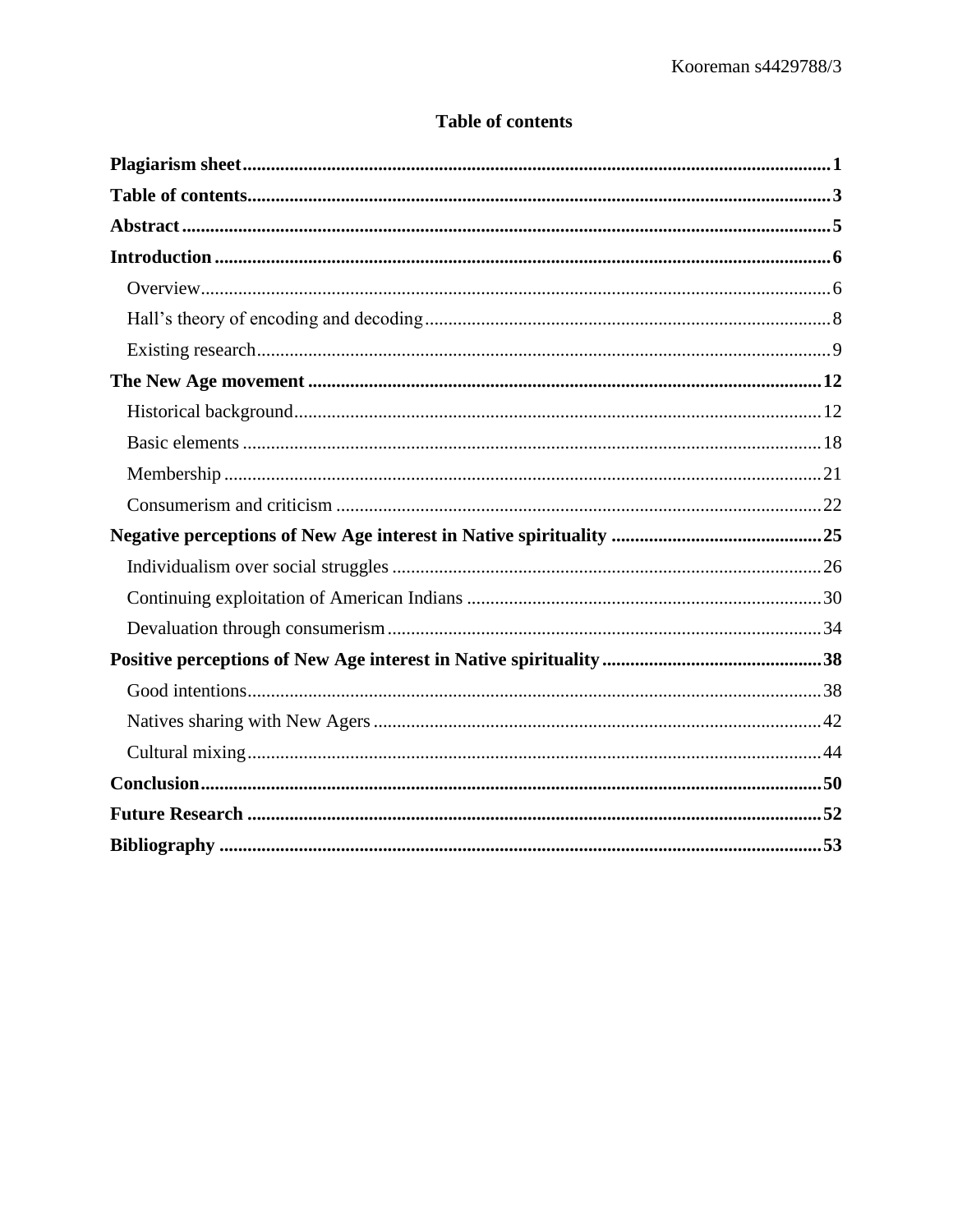# Table of contents

**Plagiarism sheet** .................................................. **1**

**Table of contents** .................................................. **3**

**Abstract** .................................................. **5**

**Introduction** .................................................. **6**

- Overview .................................................. 6
- Hall's theory of encoding and decoding .................................................. 8
- Existing research .................................................. 9

**The New Age movement** .................................................. **12**

- Historical background .................................................. 12
- Basic elements .................................................. 18
- Membership .................................................. 21
- Consumerism and criticism .................................................. 22

**Negative perceptions of New Age interest in Native spirituality** .................................................. **25**

- Individualism over social struggles .................................................. 26
- Continuing exploitation of American Indians .................................................. 30
- Devaluation through consumerism .................................................. 34

**Positive perceptions of New Age interest in Native spirituality** .................................................. **38**

- Good intentions .................................................. 38
- Natives sharing with New Agers .................................................. 42
- Cultural mixing .................................................. 44

**Conclusion** .................................................. **50**

**Future Research** .................................................. **52**

**Bibliography** .................................................. **53**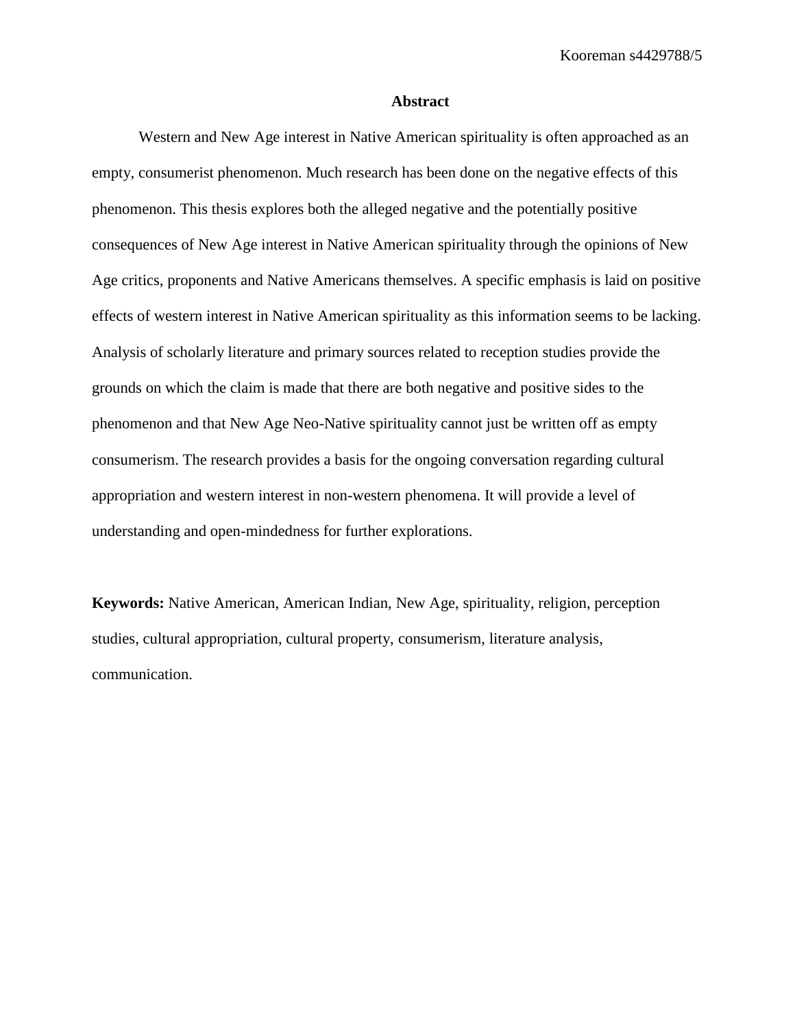## Abstract

Western and New Age interest in Native American spirituality is often approached as an empty, consumerist phenomenon. Much research has been done on the negative effects of this phenomenon. This thesis explores both the alleged negative and the potentially positive consequences of New Age interest in Native American spirituality through the opinions of New Age critics, proponents and Native Americans themselves. A specific emphasis is laid on positive effects of western interest in Native American spirituality as this information seems to be lacking. Analysis of scholarly literature and primary sources related to reception studies provide the grounds on which the claim is made that there are both negative and positive sides to the phenomenon and that New Age Neo-Native spirituality cannot just be written off as empty consumerism. The research provides a basis for the ongoing conversation regarding cultural appropriation and western interest in non-western phenomena. It will provide a level of understanding and open-mindedness for further explorations.

**Keywords:** Native American, American Indian, New Age, spirituality, religion, perception studies, cultural appropriation, cultural property, consumerism, literature analysis, communication.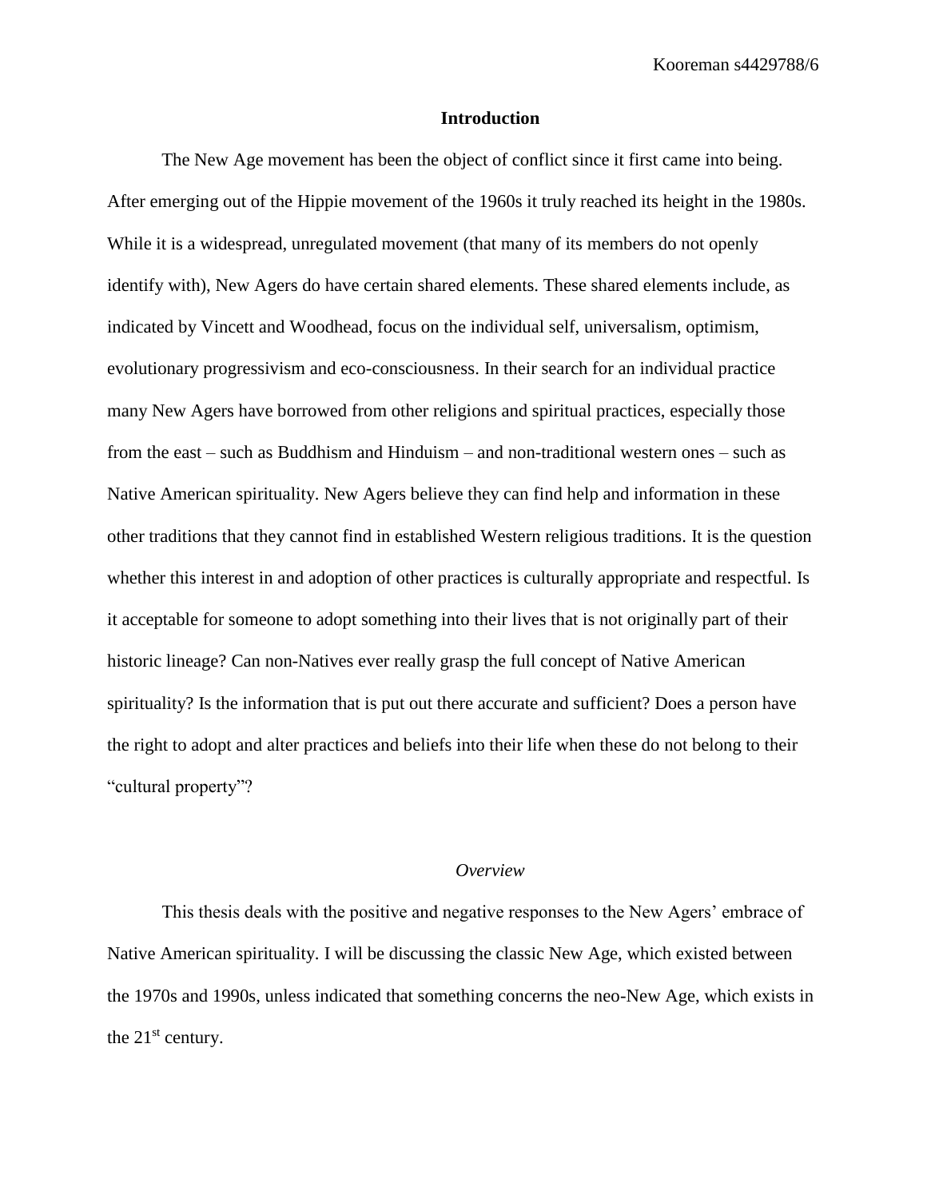## Introduction

The New Age movement has been the object of conflict since it first came into being. After emerging out of the Hippie movement of the 1960s it truly reached its height in the 1980s. While it is a widespread, unregulated movement (that many of its members do not openly identify with), New Agers do have certain shared elements. These shared elements include, as indicated by Vincett and Woodhead, focus on the individual self, universalism, optimism, evolutionary progressivism and eco-consciousness. In their search for an individual practice many New Agers have borrowed from other religions and spiritual practices, especially those from the east – such as Buddhism and Hinduism – and non-traditional western ones – such as Native American spirituality. New Agers believe they can find help and information in these other traditions that they cannot find in established Western religious traditions. It is the question whether this interest in and adoption of other practices is culturally appropriate and respectful. Is it acceptable for someone to adopt something into their lives that is not originally part of their historic lineage? Can non-Natives ever really grasp the full concept of Native American spirituality? Is the information that is put out there accurate and sufficient? Does a person have the right to adopt and alter practices and beliefs into their life when these do not belong to their "cultural property"?

### *Overview*

This thesis deals with the positive and negative responses to the New Agers' embrace of Native American spirituality. I will be discussing the classic New Age, which existed between the 1970s and 1990s, unless indicated that something concerns the neo-New Age, which exists in the 21st century.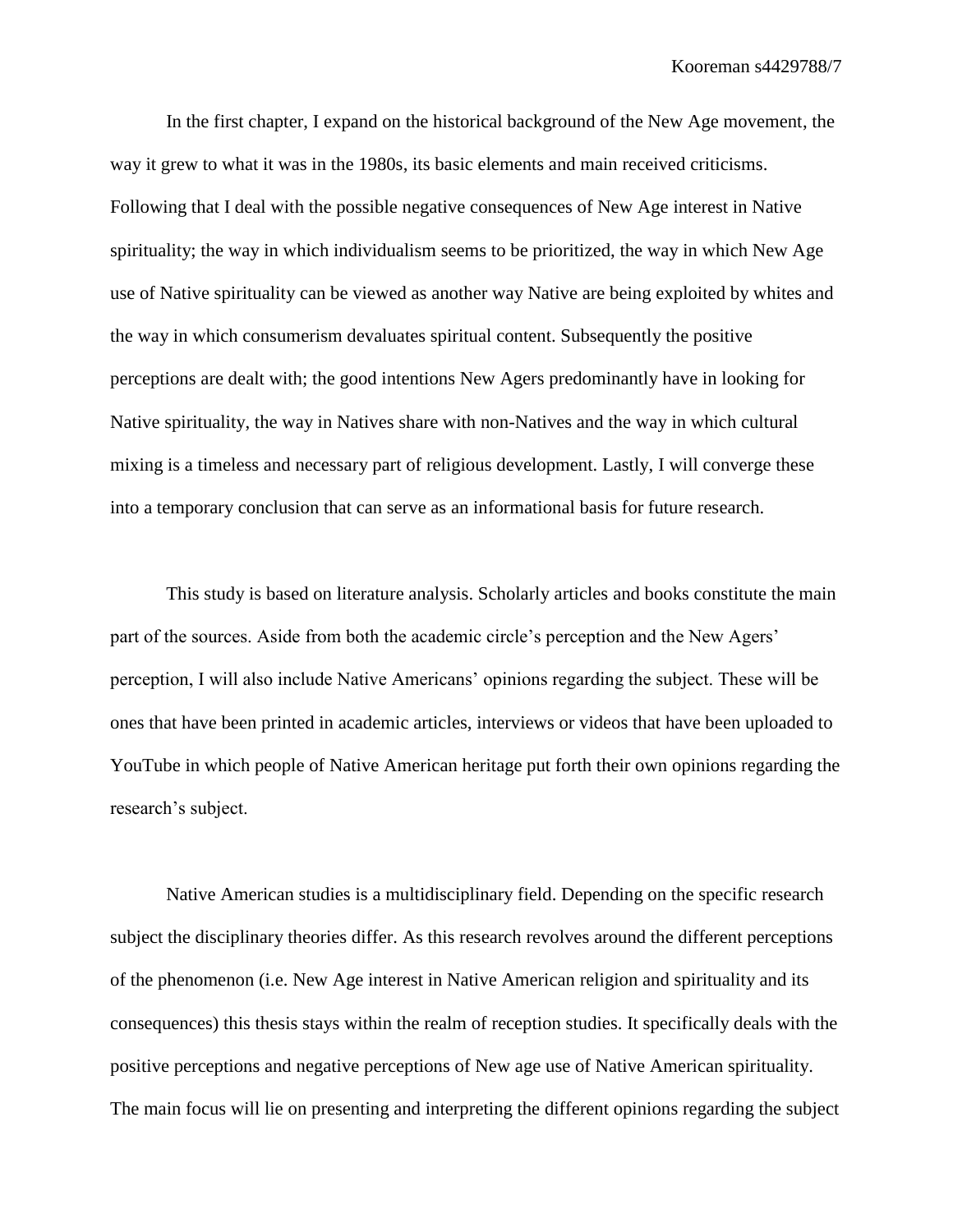In the first chapter, I expand on the historical background of the New Age movement, the way it grew to what it was in the 1980s, its basic elements and main received criticisms. Following that I deal with the possible negative consequences of New Age interest in Native spirituality; the way in which individualism seems to be prioritized, the way in which New Age use of Native spirituality can be viewed as another way Native are being exploited by whites and the way in which consumerism devaluates spiritual content. Subsequently the positive perceptions are dealt with; the good intentions New Agers predominantly have in looking for Native spirituality, the way in Natives share with non-Natives and the way in which cultural mixing is a timeless and necessary part of religious development. Lastly, I will converge these into a temporary conclusion that can serve as an informational basis for future research.

This study is based on literature analysis. Scholarly articles and books constitute the main part of the sources. Aside from both the academic circle's perception and the New Agers' perception, I will also include Native Americans' opinions regarding the subject. These will be ones that have been printed in academic articles, interviews or videos that have been uploaded to YouTube in which people of Native American heritage put forth their own opinions regarding the research's subject.

Native American studies is a multidisciplinary field. Depending on the specific research subject the disciplinary theories differ. As this research revolves around the different perceptions of the phenomenon (i.e. New Age interest in Native American religion and spirituality and its consequences) this thesis stays within the realm of reception studies. It specifically deals with the positive perceptions and negative perceptions of New age use of Native American spirituality. The main focus will lie on presenting and interpreting the different opinions regarding the subject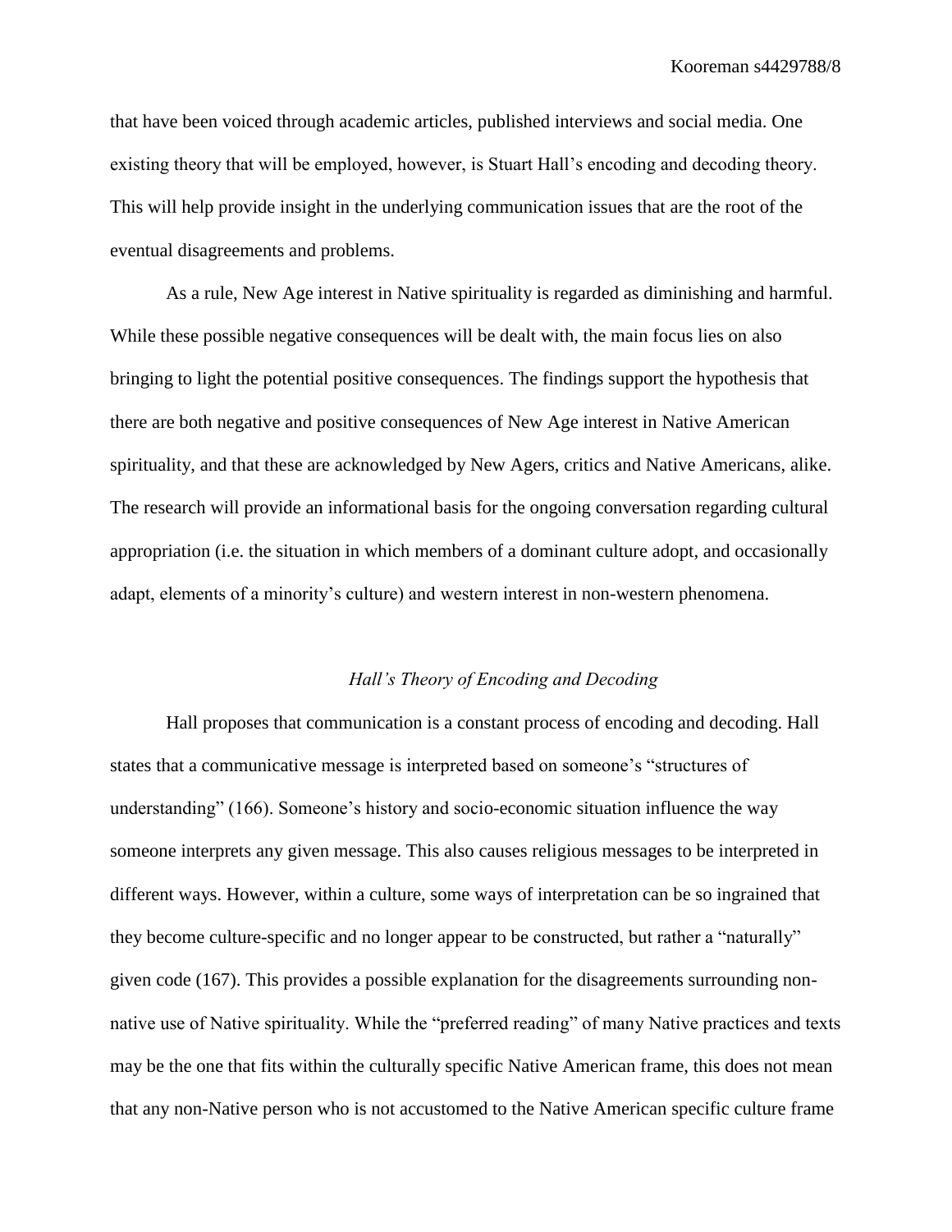that have been voiced through academic articles, published interviews and social media. One existing theory that will be employed, however, is Stuart Hall's encoding and decoding theory. This will help provide insight in the underlying communication issues that are the root of the eventual disagreements and problems.

As a rule, New Age interest in Native spirituality is regarded as diminishing and harmful. While these possible negative consequences will be dealt with, the main focus lies on also bringing to light the potential positive consequences. The findings support the hypothesis that there are both negative and positive consequences of New Age interest in Native American spirituality, and that these are acknowledged by New Agers, critics and Native Americans, alike. The research will provide an informational basis for the ongoing conversation regarding cultural appropriation (i.e. the situation in which members of a dominant culture adopt, and occasionally adapt, elements of a minority's culture) and western interest in non-western phenomena.

### *Hall's Theory of Encoding and Decoding*

Hall proposes that communication is a constant process of encoding and decoding. Hall states that a communicative message is interpreted based on someone's "structures of understanding" (166). Someone's history and socio-economic situation influence the way someone interprets any given message. This also causes religious messages to be interpreted in different ways. However, within a culture, some ways of interpretation can be so ingrained that they become culture-specific and no longer appear to be constructed, but rather a "naturally" given code (167). This provides a possible explanation for the disagreements surrounding non-native use of Native spirituality. While the "preferred reading" of many Native practices and texts may be the one that fits within the culturally specific Native American frame, this does not mean that any non-Native person who is not accustomed to the Native American specific culture frame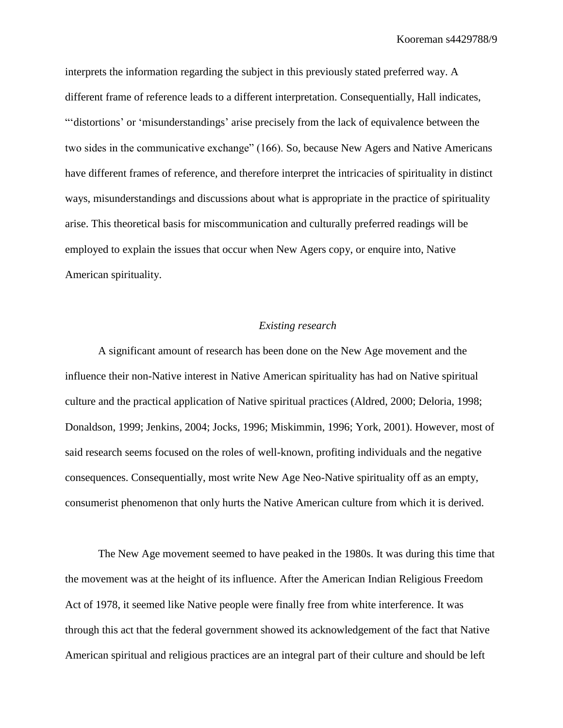interprets the information regarding the subject in this previously stated preferred way. A different frame of reference leads to a different interpretation. Consequentially, Hall indicates, "'distortions' or 'misunderstandings' arise precisely from the lack of equivalence between the two sides in the communicative exchange" (166). So, because New Agers and Native Americans have different frames of reference, and therefore interpret the intricacies of spirituality in distinct ways, misunderstandings and discussions about what is appropriate in the practice of spirituality arise. This theoretical basis for miscommunication and culturally preferred readings will be employed to explain the issues that occur when New Agers copy, or enquire into, Native American spirituality.

### *Existing research*

A significant amount of research has been done on the New Age movement and the influence their non-Native interest in Native American spirituality has had on Native spiritual culture and the practical application of Native spiritual practices (Aldred, 2000; Deloria, 1998; Donaldson, 1999; Jenkins, 2004; Jocks, 1996; Miskimmin, 1996; York, 2001). However, most of said research seems focused on the roles of well-known, profiting individuals and the negative consequences. Consequentially, most write New Age Neo-Native spirituality off as an empty, consumerist phenomenon that only hurts the Native American culture from which it is derived.

The New Age movement seemed to have peaked in the 1980s. It was during this time that the movement was at the height of its influence. After the American Indian Religious Freedom Act of 1978, it seemed like Native people were finally free from white interference. It was through this act that the federal government showed its acknowledgement of the fact that Native American spiritual and religious practices are an integral part of their culture and should be left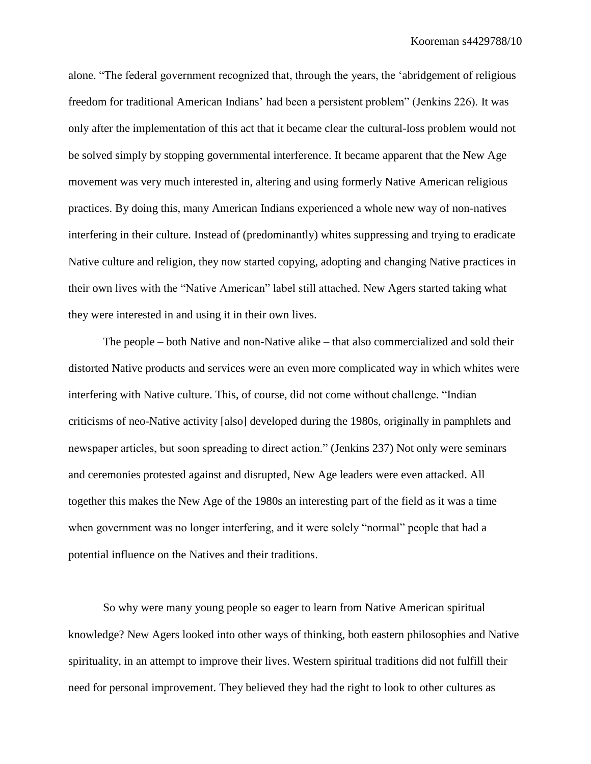alone. “The federal government recognized that, through the years, the ‘abridgement of religious freedom for traditional American Indians’ had been a persistent problem” (Jenkins 226). It was only after the implementation of this act that it became clear the cultural-loss problem would not be solved simply by stopping governmental interference. It became apparent that the New Age movement was very much interested in, altering and using formerly Native American religious practices. By doing this, many American Indians experienced a whole new way of non-natives interfering in their culture. Instead of (predominantly) whites suppressing and trying to eradicate Native culture and religion, they now started copying, adopting and changing Native practices in their own lives with the “Native American” label still attached. New Agers started taking what they were interested in and using it in their own lives.

The people – both Native and non-Native alike – that also commercialized and sold their distorted Native products and services were an even more complicated way in which whites were interfering with Native culture. This, of course, did not come without challenge. “Indian criticisms of neo-Native activity [also] developed during the 1980s, originally in pamphlets and newspaper articles, but soon spreading to direct action.” (Jenkins 237) Not only were seminars and ceremonies protested against and disrupted, New Age leaders were even attacked. All together this makes the New Age of the 1980s an interesting part of the field as it was a time when government was no longer interfering, and it were solely “normal” people that had a potential influence on the Natives and their traditions.

So why were many young people so eager to learn from Native American spiritual knowledge? New Agers looked into other ways of thinking, both eastern philosophies and Native spirituality, in an attempt to improve their lives. Western spiritual traditions did not fulfill their need for personal improvement. They believed they had the right to look to other cultures as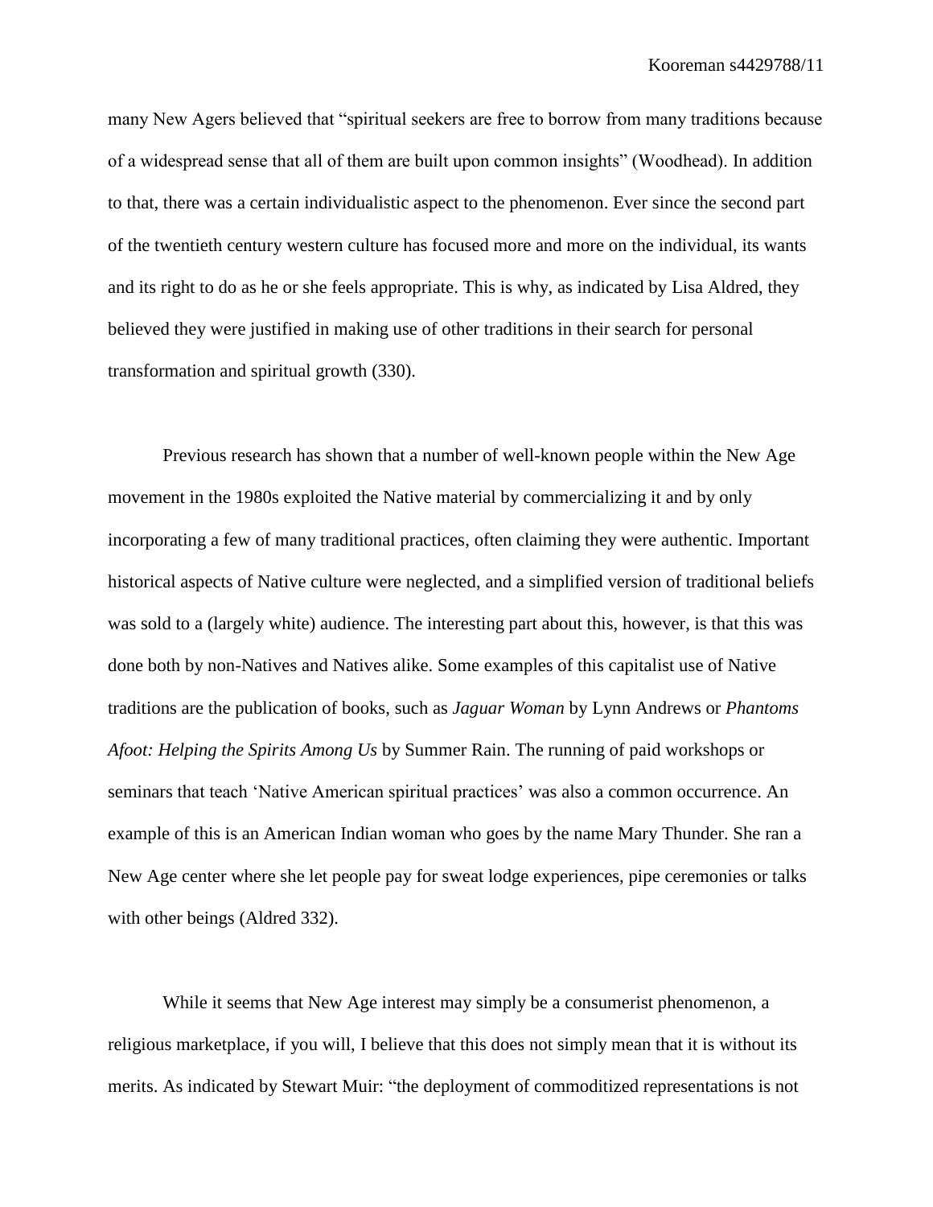many New Agers believed that "spiritual seekers are free to borrow from many traditions because of a widespread sense that all of them are built upon common insights" (Woodhead). In addition to that, there was a certain individualistic aspect to the phenomenon. Ever since the second part of the twentieth century western culture has focused more and more on the individual, its wants and its right to do as he or she feels appropriate. This is why, as indicated by Lisa Aldred, they believed they were justified in making use of other traditions in their search for personal transformation and spiritual growth (330).

Previous research has shown that a number of well-known people within the New Age movement in the 1980s exploited the Native material by commercializing it and by only incorporating a few of many traditional practices, often claiming they were authentic. Important historical aspects of Native culture were neglected, and a simplified version of traditional beliefs was sold to a (largely white) audience. The interesting part about this, however, is that this was done both by non-Natives and Natives alike. Some examples of this capitalist use of Native traditions are the publication of books, such as *Jaguar Woman* by Lynn Andrews or *Phantoms Afoot: Helping the Spirits Among Us* by Summer Rain. The running of paid workshops or seminars that teach 'Native American spiritual practices' was also a common occurrence. An example of this is an American Indian woman who goes by the name Mary Thunder. She ran a New Age center where she let people pay for sweat lodge experiences, pipe ceremonies or talks with other beings (Aldred 332).

While it seems that New Age interest may simply be a consumerist phenomenon, a religious marketplace, if you will, I believe that this does not simply mean that it is without its merits. As indicated by Stewart Muir: "the deployment of commoditized representations is not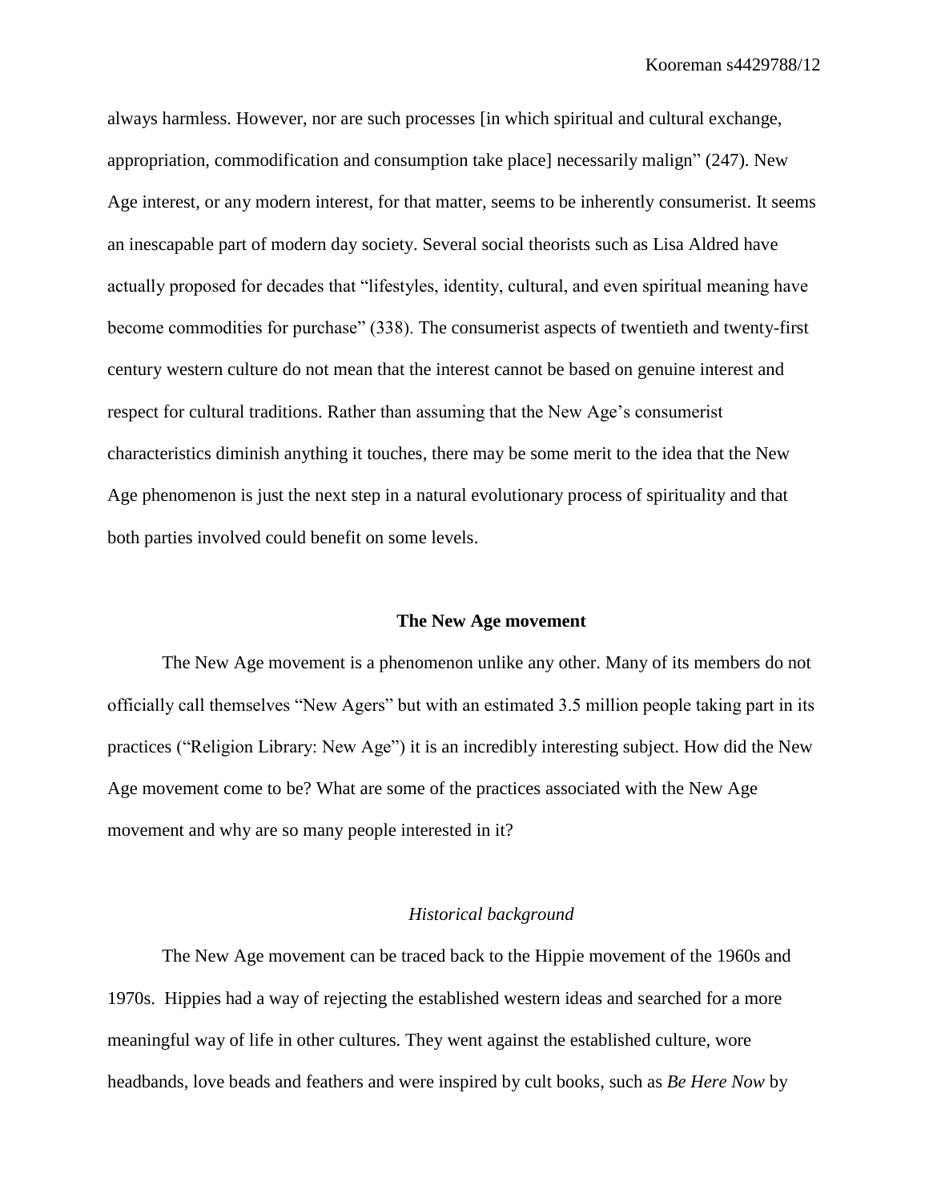always harmless. However, nor are such processes [in which spiritual and cultural exchange, appropriation, commodification and consumption take place] necessarily malign" (247). New Age interest, or any modern interest, for that matter, seems to be inherently consumerist. It seems an inescapable part of modern day society. Several social theorists such as Lisa Aldred have actually proposed for decades that "lifestyles, identity, cultural, and even spiritual meaning have become commodities for purchase" (338). The consumerist aspects of twentieth and twenty-first century western culture do not mean that the interest cannot be based on genuine interest and respect for cultural traditions. Rather than assuming that the New Age's consumerist characteristics diminish anything it touches, there may be some merit to the idea that the New Age phenomenon is just the next step in a natural evolutionary process of spirituality and that both parties involved could benefit on some levels.

## The New Age movement

The New Age movement is a phenomenon unlike any other. Many of its members do not officially call themselves "New Agers" but with an estimated 3.5 million people taking part in its practices ("Religion Library: New Age") it is an incredibly interesting subject. How did the New Age movement come to be? What are some of the practices associated with the New Age movement and why are so many people interested in it?

### *Historical background*

The New Age movement can be traced back to the Hippie movement of the 1960s and 1970s. Hippies had a way of rejecting the established western ideas and searched for a more meaningful way of life in other cultures. They went against the established culture, wore headbands, love beads and feathers and were inspired by cult books, such as *Be Here Now* by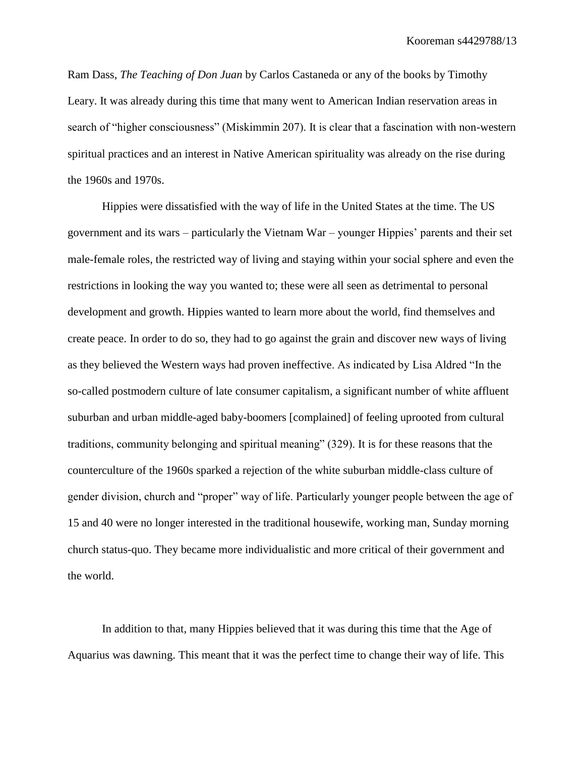Ram Dass, *The Teaching of Don Juan* by Carlos Castaneda or any of the books by Timothy Leary. It was already during this time that many went to American Indian reservation areas in search of "higher consciousness" (Miskimmin 207). It is clear that a fascination with non-western spiritual practices and an interest in Native American spirituality was already on the rise during the 1960s and 1970s.

Hippies were dissatisfied with the way of life in the United States at the time. The US government and its wars – particularly the Vietnam War – younger Hippies' parents and their set male-female roles, the restricted way of living and staying within your social sphere and even the restrictions in looking the way you wanted to; these were all seen as detrimental to personal development and growth. Hippies wanted to learn more about the world, find themselves and create peace. In order to do so, they had to go against the grain and discover new ways of living as they believed the Western ways had proven ineffective. As indicated by Lisa Aldred "In the so-called postmodern culture of late consumer capitalism, a significant number of white affluent suburban and urban middle-aged baby-boomers [complained] of feeling uprooted from cultural traditions, community belonging and spiritual meaning" (329). It is for these reasons that the counterculture of the 1960s sparked a rejection of the white suburban middle-class culture of gender division, church and "proper" way of life. Particularly younger people between the age of 15 and 40 were no longer interested in the traditional housewife, working man, Sunday morning church status-quo. They became more individualistic and more critical of their government and the world.

In addition to that, many Hippies believed that it was during this time that the Age of Aquarius was dawning. This meant that it was the perfect time to change their way of life. This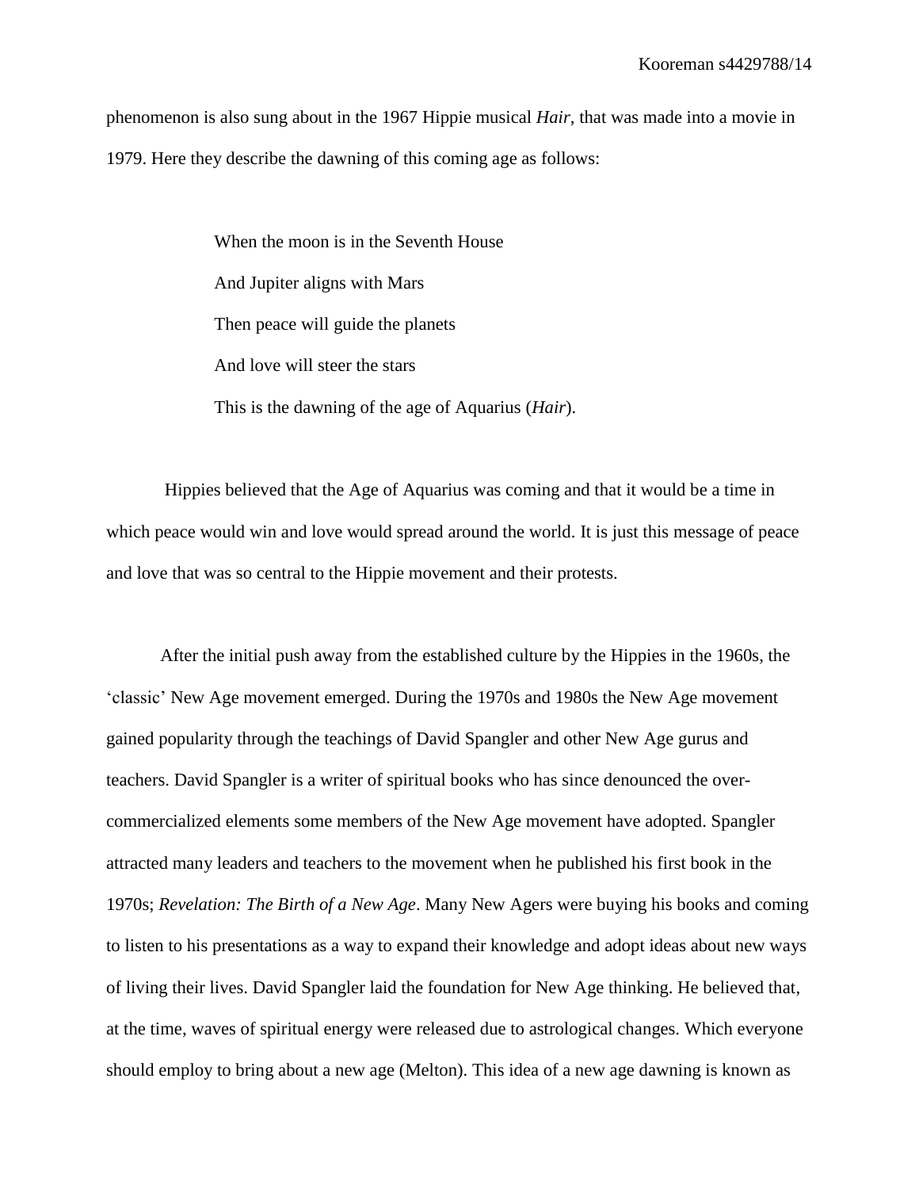phenomenon is also sung about in the 1967 Hippie musical *Hair*, that was made into a movie in 1979. Here they describe the dawning of this coming age as follows:

> When the moon is in the Seventh House
>
> And Jupiter aligns with Mars
>
> Then peace will guide the planets
>
> And love will steer the stars
>
> This is the dawning of the age of Aquarius (*Hair*).

Hippies believed that the Age of Aquarius was coming and that it would be a time in which peace would win and love would spread around the world. It is just this message of peace and love that was so central to the Hippie movement and their protests.

After the initial push away from the established culture by the Hippies in the 1960s, the 'classic' New Age movement emerged. During the 1970s and 1980s the New Age movement gained popularity through the teachings of David Spangler and other New Age gurus and teachers. David Spangler is a writer of spiritual books who has since denounced the over-commercialized elements some members of the New Age movement have adopted. Spangler attracted many leaders and teachers to the movement when he published his first book in the 1970s; *Revelation: The Birth of a New Age*. Many New Agers were buying his books and coming to listen to his presentations as a way to expand their knowledge and adopt ideas about new ways of living their lives. David Spangler laid the foundation for New Age thinking. He believed that, at the time, waves of spiritual energy were released due to astrological changes. Which everyone should employ to bring about a new age (Melton). This idea of a new age dawning is known as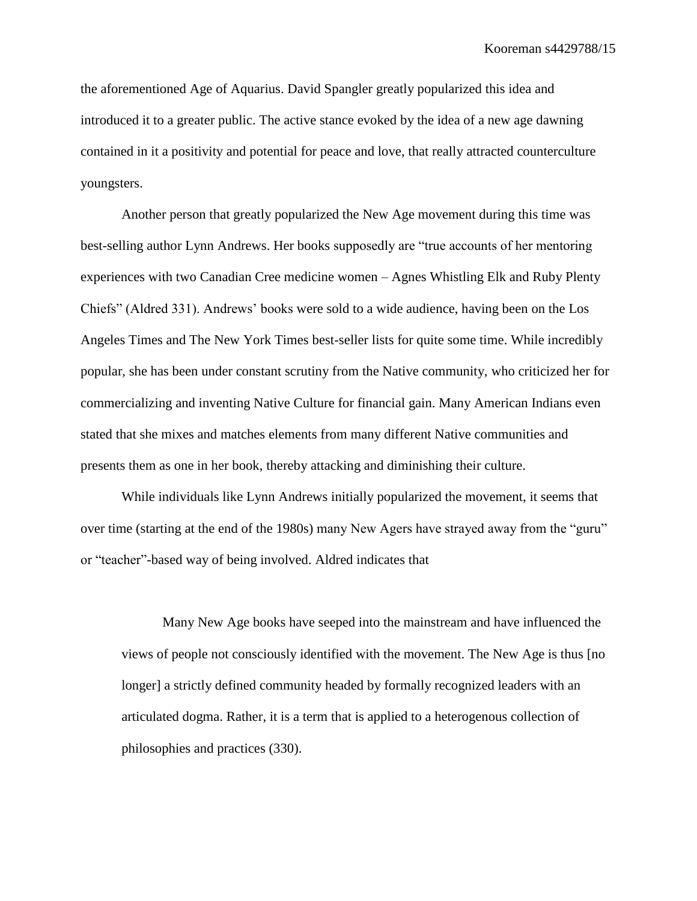the aforementioned Age of Aquarius. David Spangler greatly popularized this idea and introduced it to a greater public. The active stance evoked by the idea of a new age dawning contained in it a positivity and potential for peace and love, that really attracted counterculture youngsters.

Another person that greatly popularized the New Age movement during this time was best-selling author Lynn Andrews. Her books supposedly are "true accounts of her mentoring experiences with two Canadian Cree medicine women – Agnes Whistling Elk and Ruby Plenty Chiefs" (Aldred 331). Andrews' books were sold to a wide audience, having been on the Los Angeles Times and The New York Times best-seller lists for quite some time. While incredibly popular, she has been under constant scrutiny from the Native community, who criticized her for commercializing and inventing Native Culture for financial gain. Many American Indians even stated that she mixes and matches elements from many different Native communities and presents them as one in her book, thereby attacking and diminishing their culture.

While individuals like Lynn Andrews initially popularized the movement, it seems that over time (starting at the end of the 1980s) many New Agers have strayed away from the "guru" or "teacher"-based way of being involved. Aldred indicates that

> Many New Age books have seeped into the mainstream and have influenced the views of people not consciously identified with the movement. The New Age is thus [no longer] a strictly defined community headed by formally recognized leaders with an articulated dogma. Rather, it is a term that is applied to a heterogenous collection of philosophies and practices (330).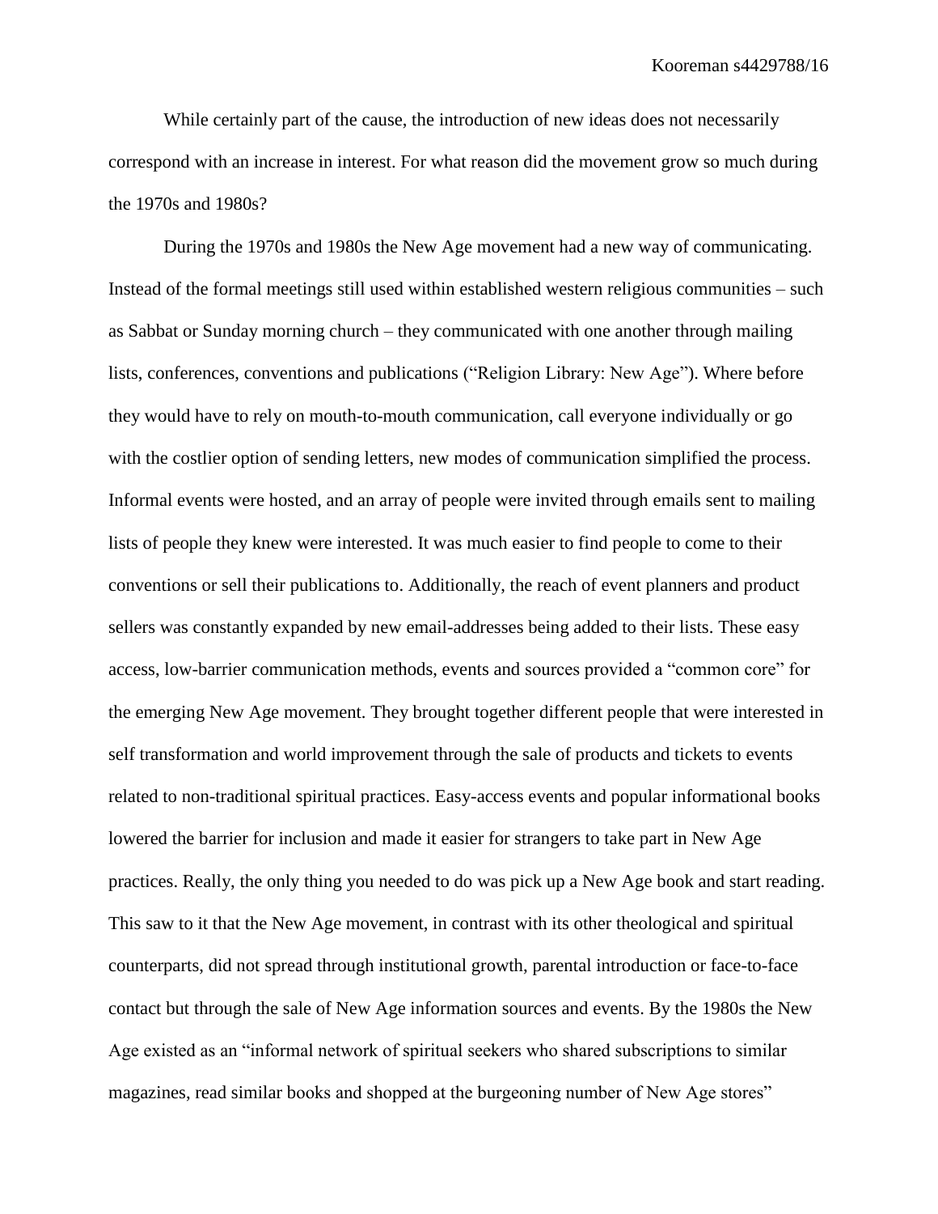While certainly part of the cause, the introduction of new ideas does not necessarily correspond with an increase in interest. For what reason did the movement grow so much during the 1970s and 1980s?

During the 1970s and 1980s the New Age movement had a new way of communicating. Instead of the formal meetings still used within established western religious communities – such as Sabbat or Sunday morning church – they communicated with one another through mailing lists, conferences, conventions and publications ("Religion Library: New Age"). Where before they would have to rely on mouth-to-mouth communication, call everyone individually or go with the costlier option of sending letters, new modes of communication simplified the process. Informal events were hosted, and an array of people were invited through emails sent to mailing lists of people they knew were interested. It was much easier to find people to come to their conventions or sell their publications to. Additionally, the reach of event planners and product sellers was constantly expanded by new email-addresses being added to their lists. These easy access, low-barrier communication methods, events and sources provided a "common core" for the emerging New Age movement. They brought together different people that were interested in self transformation and world improvement through the sale of products and tickets to events related to non-traditional spiritual practices. Easy-access events and popular informational books lowered the barrier for inclusion and made it easier for strangers to take part in New Age practices. Really, the only thing you needed to do was pick up a New Age book and start reading. This saw to it that the New Age movement, in contrast with its other theological and spiritual counterparts, did not spread through institutional growth, parental introduction or face-to-face contact but through the sale of New Age information sources and events. By the 1980s the New Age existed as an "informal network of spiritual seekers who shared subscriptions to similar magazines, read similar books and shopped at the burgeoning number of New Age stores"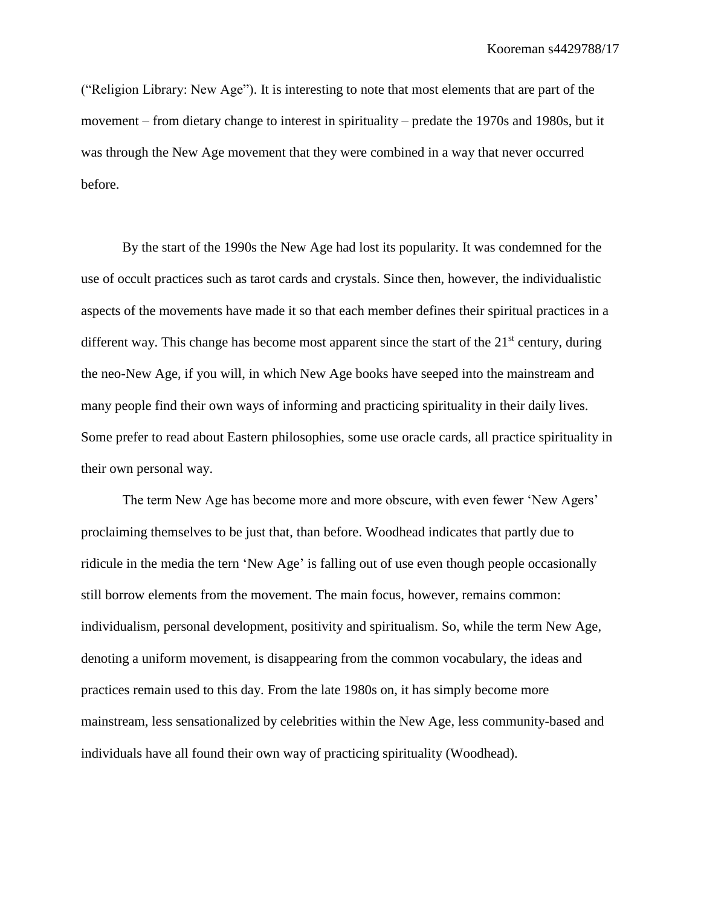("Religion Library: New Age"). It is interesting to note that most elements that are part of the movement – from dietary change to interest in spirituality – predate the 1970s and 1980s, but it was through the New Age movement that they were combined in a way that never occurred before.

By the start of the 1990s the New Age had lost its popularity. It was condemned for the use of occult practices such as tarot cards and crystals. Since then, however, the individualistic aspects of the movements have made it so that each member defines their spiritual practices in a different way. This change has become most apparent since the start of the 21st century, during the neo-New Age, if you will, in which New Age books have seeped into the mainstream and many people find their own ways of informing and practicing spirituality in their daily lives. Some prefer to read about Eastern philosophies, some use oracle cards, all practice spirituality in their own personal way.

The term New Age has become more and more obscure, with even fewer 'New Agers' proclaiming themselves to be just that, than before. Woodhead indicates that partly due to ridicule in the media the tern 'New Age' is falling out of use even though people occasionally still borrow elements from the movement. The main focus, however, remains common: individualism, personal development, positivity and spiritualism. So, while the term New Age, denoting a uniform movement, is disappearing from the common vocabulary, the ideas and practices remain used to this day. From the late 1980s on, it has simply become more mainstream, less sensationalized by celebrities within the New Age, less community-based and individuals have all found their own way of practicing spirituality (Woodhead).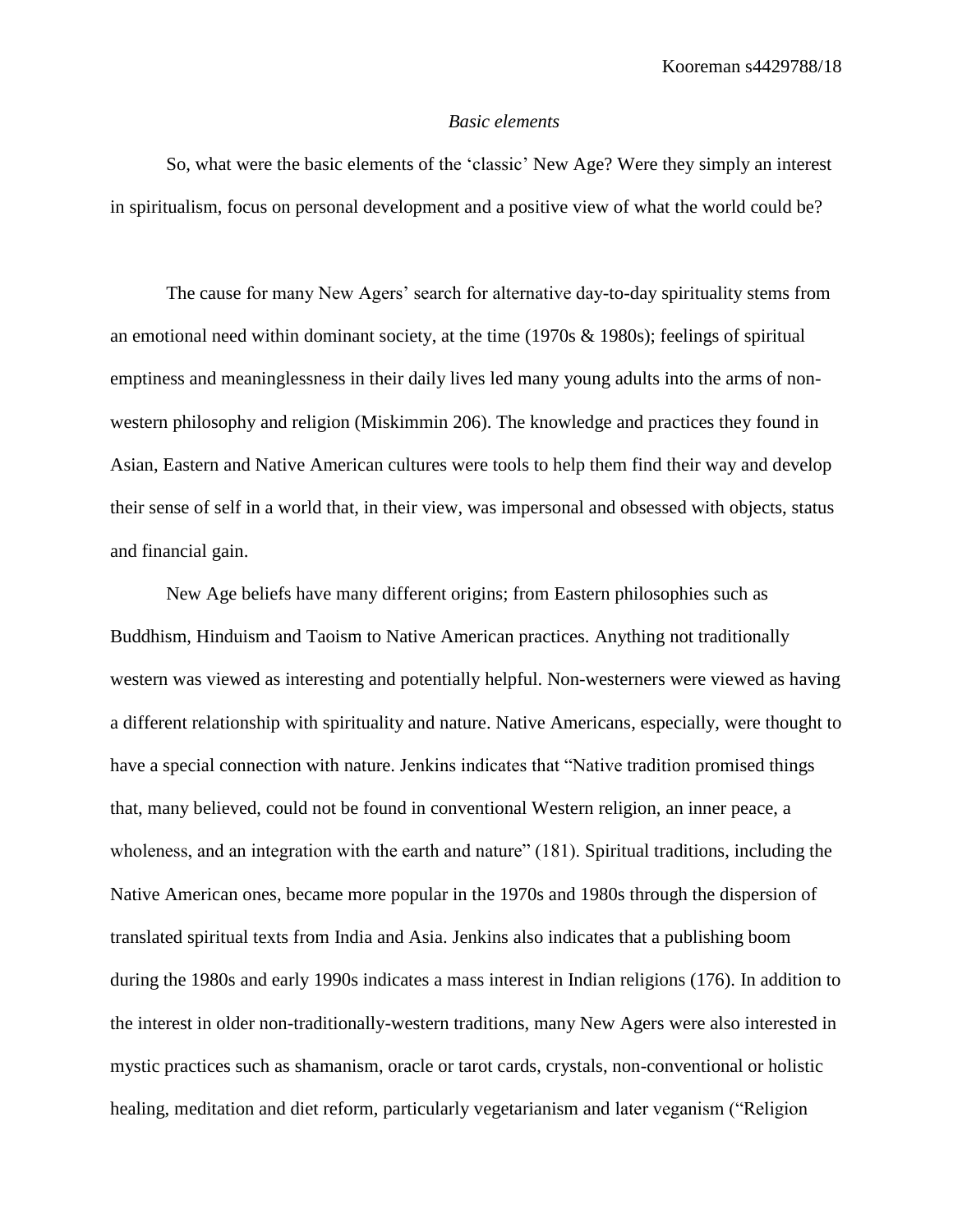*Basic elements*

So, what were the basic elements of the 'classic' New Age? Were they simply an interest in spiritualism, focus on personal development and a positive view of what the world could be?

The cause for many New Agers' search for alternative day-to-day spirituality stems from an emotional need within dominant society, at the time (1970s & 1980s); feelings of spiritual emptiness and meaninglessness in their daily lives led many young adults into the arms of non-western philosophy and religion (Miskimmin 206). The knowledge and practices they found in Asian, Eastern and Native American cultures were tools to help them find their way and develop their sense of self in a world that, in their view, was impersonal and obsessed with objects, status and financial gain.

New Age beliefs have many different origins; from Eastern philosophies such as Buddhism, Hinduism and Taoism to Native American practices. Anything not traditionally western was viewed as interesting and potentially helpful. Non-westerners were viewed as having a different relationship with spirituality and nature. Native Americans, especially, were thought to have a special connection with nature. Jenkins indicates that "Native tradition promised things that, many believed, could not be found in conventional Western religion, an inner peace, a wholeness, and an integration with the earth and nature" (181). Spiritual traditions, including the Native American ones, became more popular in the 1970s and 1980s through the dispersion of translated spiritual texts from India and Asia. Jenkins also indicates that a publishing boom during the 1980s and early 1990s indicates a mass interest in Indian religions (176). In addition to the interest in older non-traditionally-western traditions, many New Agers were also interested in mystic practices such as shamanism, oracle or tarot cards, crystals, non-conventional or holistic healing, meditation and diet reform, particularly vegetarianism and later veganism ("Religion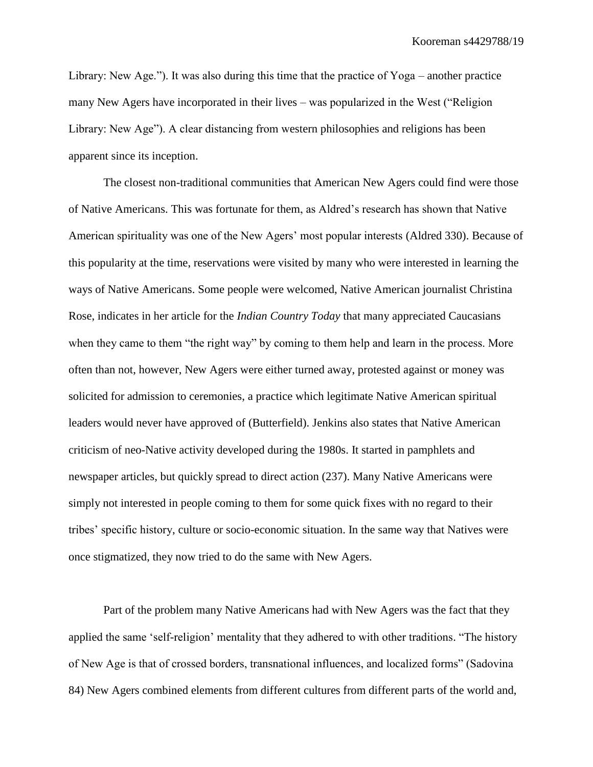Library: New Age."). It was also during this time that the practice of Yoga – another practice many New Agers have incorporated in their lives – was popularized in the West ("Religion Library: New Age"). A clear distancing from western philosophies and religions has been apparent since its inception.

The closest non-traditional communities that American New Agers could find were those of Native Americans. This was fortunate for them, as Aldred's research has shown that Native American spirituality was one of the New Agers' most popular interests (Aldred 330). Because of this popularity at the time, reservations were visited by many who were interested in learning the ways of Native Americans. Some people were welcomed, Native American journalist Christina Rose, indicates in her article for the *Indian Country Today* that many appreciated Caucasians when they came to them "the right way" by coming to them help and learn in the process. More often than not, however, New Agers were either turned away, protested against or money was solicited for admission to ceremonies, a practice which legitimate Native American spiritual leaders would never have approved of (Butterfield). Jenkins also states that Native American criticism of neo-Native activity developed during the 1980s. It started in pamphlets and newspaper articles, but quickly spread to direct action (237). Many Native Americans were simply not interested in people coming to them for some quick fixes with no regard to their tribes' specific history, culture or socio-economic situation. In the same way that Natives were once stigmatized, they now tried to do the same with New Agers.

Part of the problem many Native Americans had with New Agers was the fact that they applied the same 'self-religion' mentality that they adhered to with other traditions. "The history of New Age is that of crossed borders, transnational influences, and localized forms" (Sadovina 84) New Agers combined elements from different cultures from different parts of the world and,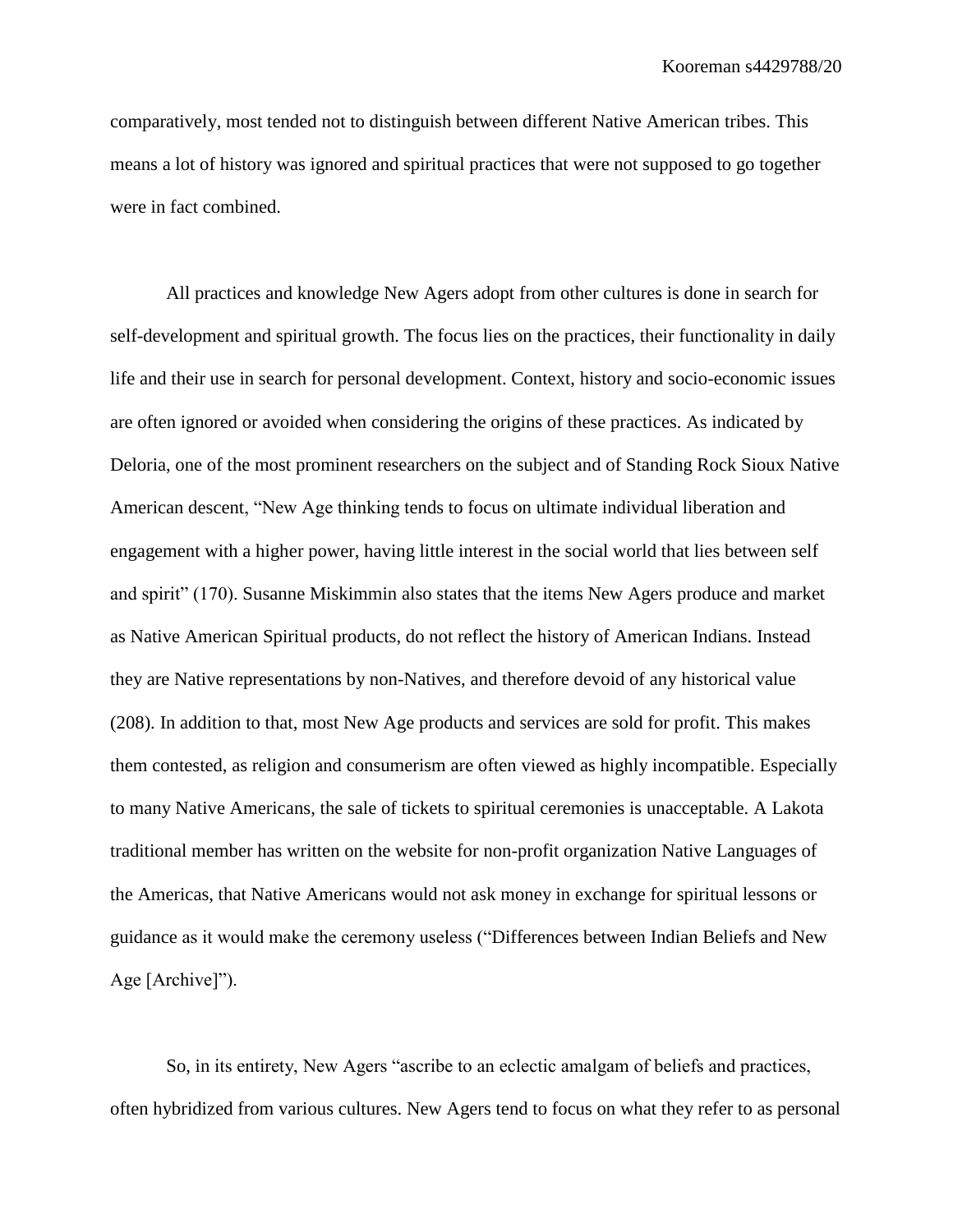comparatively, most tended not to distinguish between different Native American tribes. This means a lot of history was ignored and spiritual practices that were not supposed to go together were in fact combined.

All practices and knowledge New Agers adopt from other cultures is done in search for self-development and spiritual growth. The focus lies on the practices, their functionality in daily life and their use in search for personal development. Context, history and socio-economic issues are often ignored or avoided when considering the origins of these practices. As indicated by Deloria, one of the most prominent researchers on the subject and of Standing Rock Sioux Native American descent, "New Age thinking tends to focus on ultimate individual liberation and engagement with a higher power, having little interest in the social world that lies between self and spirit" (170). Susanne Miskimmin also states that the items New Agers produce and market as Native American Spiritual products, do not reflect the history of American Indians. Instead they are Native representations by non-Natives, and therefore devoid of any historical value (208). In addition to that, most New Age products and services are sold for profit. This makes them contested, as religion and consumerism are often viewed as highly incompatible. Especially to many Native Americans, the sale of tickets to spiritual ceremonies is unacceptable. A Lakota traditional member has written on the website for non-profit organization Native Languages of the Americas, that Native Americans would not ask money in exchange for spiritual lessons or guidance as it would make the ceremony useless ("Differences between Indian Beliefs and New Age [Archive]").

So, in its entirety, New Agers "ascribe to an eclectic amalgam of beliefs and practices, often hybridized from various cultures. New Agers tend to focus on what they refer to as personal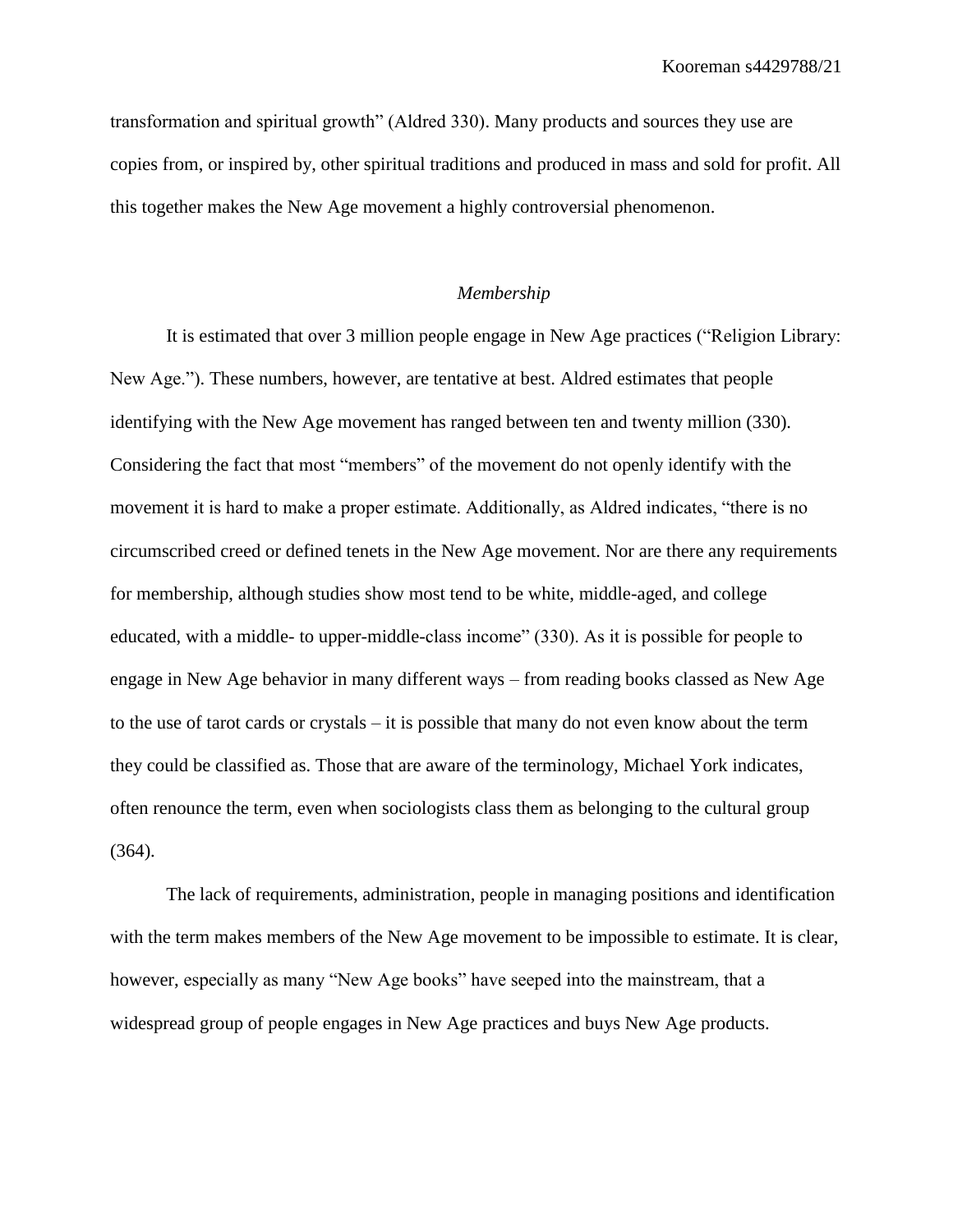transformation and spiritual growth" (Aldred 330). Many products and sources they use are copies from, or inspired by, other spiritual traditions and produced in mass and sold for profit. All this together makes the New Age movement a highly controversial phenomenon.

### *Membership*

It is estimated that over 3 million people engage in New Age practices ("Religion Library: New Age."). These numbers, however, are tentative at best. Aldred estimates that people identifying with the New Age movement has ranged between ten and twenty million (330). Considering the fact that most "members" of the movement do not openly identify with the movement it is hard to make a proper estimate. Additionally, as Aldred indicates, "there is no circumscribed creed or defined tenets in the New Age movement. Nor are there any requirements for membership, although studies show most tend to be white, middle-aged, and college educated, with a middle- to upper-middle-class income" (330). As it is possible for people to engage in New Age behavior in many different ways – from reading books classed as New Age to the use of tarot cards or crystals – it is possible that many do not even know about the term they could be classified as. Those that are aware of the terminology, Michael York indicates, often renounce the term, even when sociologists class them as belonging to the cultural group (364).

The lack of requirements, administration, people in managing positions and identification with the term makes members of the New Age movement to be impossible to estimate. It is clear, however, especially as many "New Age books" have seeped into the mainstream, that a widespread group of people engages in New Age practices and buys New Age products.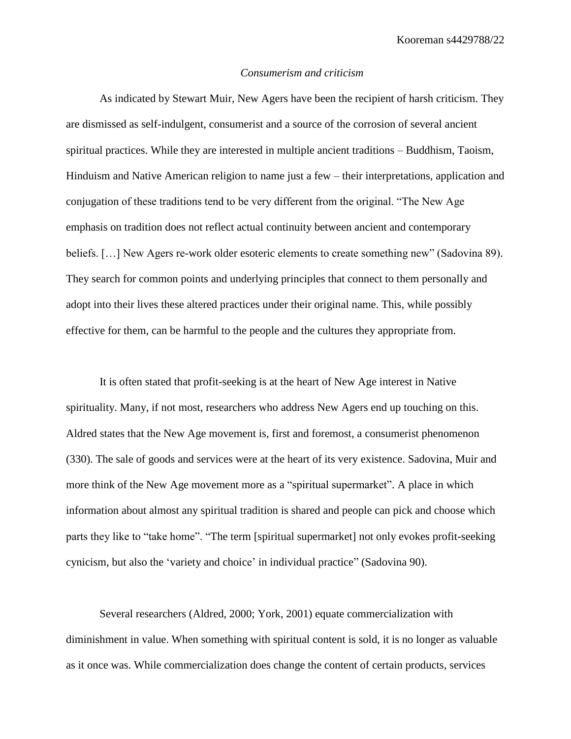*Consumerism and criticism*

As indicated by Stewart Muir, New Agers have been the recipient of harsh criticism. They are dismissed as self-indulgent, consumerist and a source of the corrosion of several ancient spiritual practices. While they are interested in multiple ancient traditions – Buddhism, Taoism, Hinduism and Native American religion to name just a few – their interpretations, application and conjugation of these traditions tend to be very different from the original. "The New Age emphasis on tradition does not reflect actual continuity between ancient and contemporary beliefs. […] New Agers re-work older esoteric elements to create something new" (Sadovina 89). They search for common points and underlying principles that connect to them personally and adopt into their lives these altered practices under their original name. This, while possibly effective for them, can be harmful to the people and the cultures they appropriate from.

It is often stated that profit-seeking is at the heart of New Age interest in Native spirituality. Many, if not most, researchers who address New Agers end up touching on this. Aldred states that the New Age movement is, first and foremost, a consumerist phenomenon (330). The sale of goods and services were at the heart of its very existence. Sadovina, Muir and more think of the New Age movement more as a "spiritual supermarket". A place in which information about almost any spiritual tradition is shared and people can pick and choose which parts they like to "take home". "The term [spiritual supermarket] not only evokes profit-seeking cynicism, but also the 'variety and choice' in individual practice" (Sadovina 90).

Several researchers (Aldred, 2000; York, 2001) equate commercialization with diminishment in value. When something with spiritual content is sold, it is no longer as valuable as it once was. While commercialization does change the content of certain products, services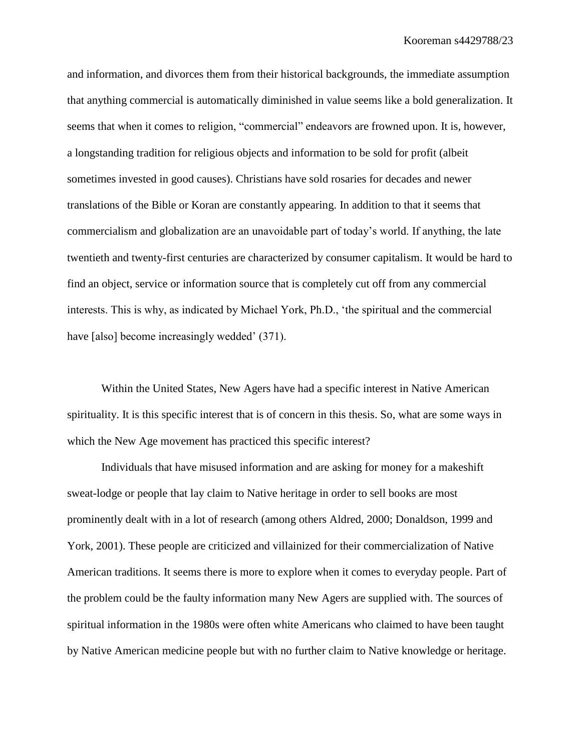and information, and divorces them from their historical backgrounds, the immediate assumption that anything commercial is automatically diminished in value seems like a bold generalization. It seems that when it comes to religion, "commercial" endeavors are frowned upon. It is, however, a longstanding tradition for religious objects and information to be sold for profit (albeit sometimes invested in good causes). Christians have sold rosaries for decades and newer translations of the Bible or Koran are constantly appearing. In addition to that it seems that commercialism and globalization are an unavoidable part of today's world. If anything, the late twentieth and twenty-first centuries are characterized by consumer capitalism. It would be hard to find an object, service or information source that is completely cut off from any commercial interests. This is why, as indicated by Michael York, Ph.D., 'the spiritual and the commercial have [also] become increasingly wedded' (371).

Within the United States, New Agers have had a specific interest in Native American spirituality. It is this specific interest that is of concern in this thesis. So, what are some ways in which the New Age movement has practiced this specific interest?

Individuals that have misused information and are asking for money for a makeshift sweat-lodge or people that lay claim to Native heritage in order to sell books are most prominently dealt with in a lot of research (among others Aldred, 2000; Donaldson, 1999 and York, 2001). These people are criticized and villainized for their commercialization of Native American traditions. It seems there is more to explore when it comes to everyday people. Part of the problem could be the faulty information many New Agers are supplied with. The sources of spiritual information in the 1980s were often white Americans who claimed to have been taught by Native American medicine people but with no further claim to Native knowledge or heritage.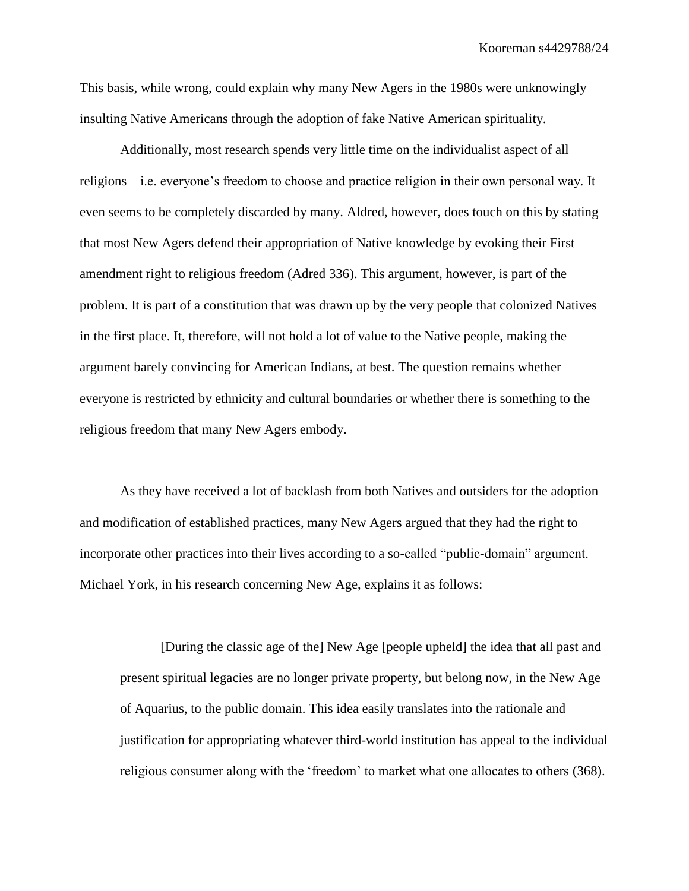This basis, while wrong, could explain why many New Agers in the 1980s were unknowingly insulting Native Americans through the adoption of fake Native American spirituality.

Additionally, most research spends very little time on the individualist aspect of all religions – i.e. everyone's freedom to choose and practice religion in their own personal way. It even seems to be completely discarded by many. Aldred, however, does touch on this by stating that most New Agers defend their appropriation of Native knowledge by evoking their First amendment right to religious freedom (Adred 336). This argument, however, is part of the problem. It is part of a constitution that was drawn up by the very people that colonized Natives in the first place. It, therefore, will not hold a lot of value to the Native people, making the argument barely convincing for American Indians, at best. The question remains whether everyone is restricted by ethnicity and cultural boundaries or whether there is something to the religious freedom that many New Agers embody.

As they have received a lot of backlash from both Natives and outsiders for the adoption and modification of established practices, many New Agers argued that they had the right to incorporate other practices into their lives according to a so-called "public-domain" argument. Michael York, in his research concerning New Age, explains it as follows:

> [During the classic age of the] New Age [people upheld] the idea that all past and present spiritual legacies are no longer private property, but belong now, in the New Age of Aquarius, to the public domain. This idea easily translates into the rationale and justification for appropriating whatever third-world institution has appeal to the individual religious consumer along with the 'freedom' to market what one allocates to others (368).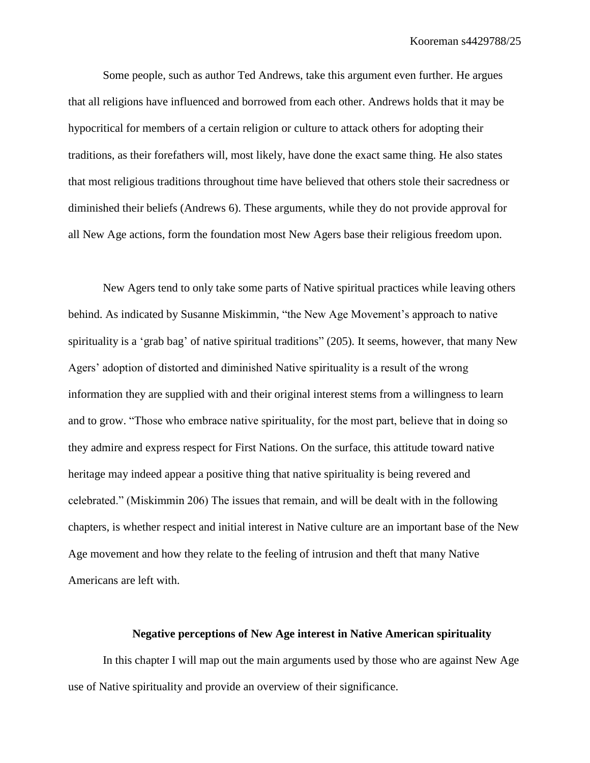Some people, such as author Ted Andrews, take this argument even further. He argues that all religions have influenced and borrowed from each other. Andrews holds that it may be hypocritical for members of a certain religion or culture to attack others for adopting their traditions, as their forefathers will, most likely, have done the exact same thing. He also states that most religious traditions throughout time have believed that others stole their sacredness or diminished their beliefs (Andrews 6). These arguments, while they do not provide approval for all New Age actions, form the foundation most New Agers base their religious freedom upon.

New Agers tend to only take some parts of Native spiritual practices while leaving others behind. As indicated by Susanne Miskimmin, "the New Age Movement's approach to native spirituality is a 'grab bag' of native spiritual traditions" (205). It seems, however, that many New Agers' adoption of distorted and diminished Native spirituality is a result of the wrong information they are supplied with and their original interest stems from a willingness to learn and to grow. "Those who embrace native spirituality, for the most part, believe that in doing so they admire and express respect for First Nations. On the surface, this attitude toward native heritage may indeed appear a positive thing that native spirituality is being revered and celebrated." (Miskimmin 206) The issues that remain, and will be dealt with in the following chapters, is whether respect and initial interest in Native culture are an important base of the New Age movement and how they relate to the feeling of intrusion and theft that many Native Americans are left with.

## Negative perceptions of New Age interest in Native American spirituality

In this chapter I will map out the main arguments used by those who are against New Age use of Native spirituality and provide an overview of their significance.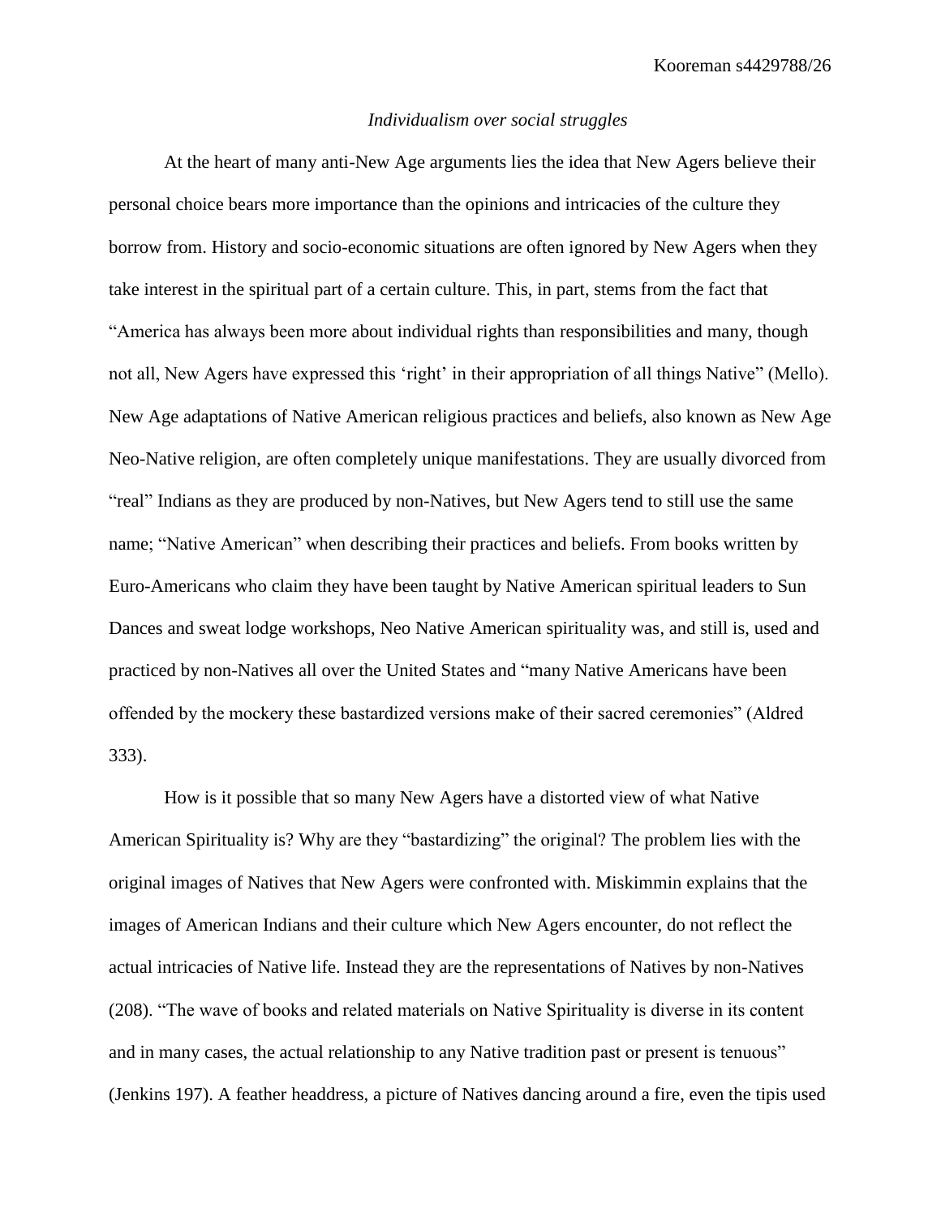*Individualism over social struggles*

At the heart of many anti-New Age arguments lies the idea that New Agers believe their personal choice bears more importance than the opinions and intricacies of the culture they borrow from. History and socio-economic situations are often ignored by New Agers when they take interest in the spiritual part of a certain culture. This, in part, stems from the fact that "America has always been more about individual rights than responsibilities and many, though not all, New Agers have expressed this 'right' in their appropriation of all things Native" (Mello). New Age adaptations of Native American religious practices and beliefs, also known as New Age Neo-Native religion, are often completely unique manifestations. They are usually divorced from "real" Indians as they are produced by non-Natives, but New Agers tend to still use the same name; "Native American" when describing their practices and beliefs. From books written by Euro-Americans who claim they have been taught by Native American spiritual leaders to Sun Dances and sweat lodge workshops, Neo Native American spirituality was, and still is, used and practiced by non-Natives all over the United States and "many Native Americans have been offended by the mockery these bastardized versions make of their sacred ceremonies" (Aldred 333).

How is it possible that so many New Agers have a distorted view of what Native American Spirituality is? Why are they "bastardizing" the original? The problem lies with the original images of Natives that New Agers were confronted with. Miskimmin explains that the images of American Indians and their culture which New Agers encounter, do not reflect the actual intricacies of Native life. Instead they are the representations of Natives by non-Natives (208). "The wave of books and related materials on Native Spirituality is diverse in its content and in many cases, the actual relationship to any Native tradition past or present is tenuous" (Jenkins 197). A feather headdress, a picture of Natives dancing around a fire, even the tipis used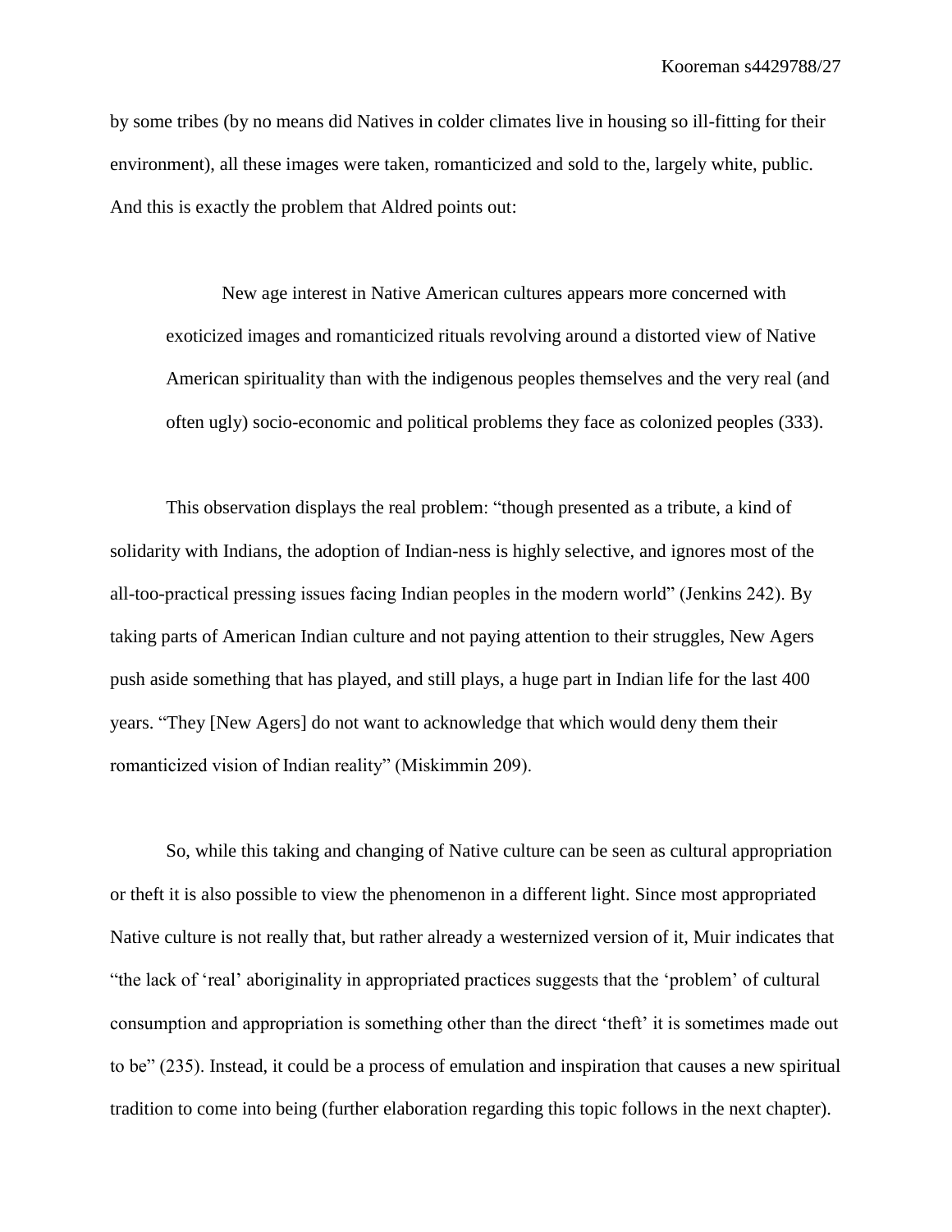by some tribes (by no means did Natives in colder climates live in housing so ill-fitting for their environment), all these images were taken, romanticized and sold to the, largely white, public. And this is exactly the problem that Aldred points out:

> New age interest in Native American cultures appears more concerned with exoticized images and romanticized rituals revolving around a distorted view of Native American spirituality than with the indigenous peoples themselves and the very real (and often ugly) socio-economic and political problems they face as colonized peoples (333).

This observation displays the real problem: "though presented as a tribute, a kind of solidarity with Indians, the adoption of Indian-ness is highly selective, and ignores most of the all-too-practical pressing issues facing Indian peoples in the modern world" (Jenkins 242). By taking parts of American Indian culture and not paying attention to their struggles, New Agers push aside something that has played, and still plays, a huge part in Indian life for the last 400 years. "They [New Agers] do not want to acknowledge that which would deny them their romanticized vision of Indian reality" (Miskimmin 209).

So, while this taking and changing of Native culture can be seen as cultural appropriation or theft it is also possible to view the phenomenon in a different light. Since most appropriated Native culture is not really that, but rather already a westernized version of it, Muir indicates that "the lack of 'real' aboriginality in appropriated practices suggests that the 'problem' of cultural consumption and appropriation is something other than the direct 'theft' it is sometimes made out to be" (235). Instead, it could be a process of emulation and inspiration that causes a new spiritual tradition to come into being (further elaboration regarding this topic follows in the next chapter).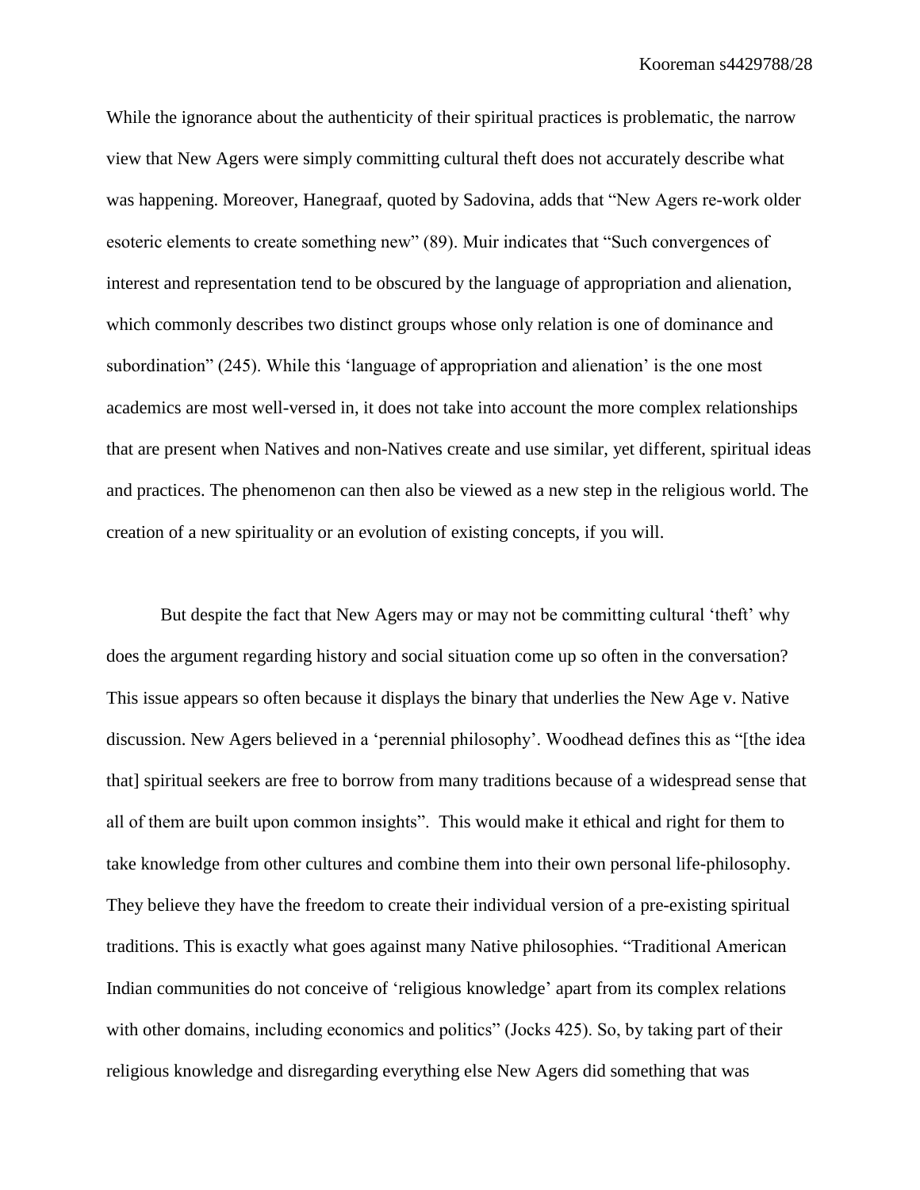While the ignorance about the authenticity of their spiritual practices is problematic, the narrow view that New Agers were simply committing cultural theft does not accurately describe what was happening. Moreover, Hanegraaf, quoted by Sadovina, adds that “New Agers re-work older esoteric elements to create something new” (89). Muir indicates that “Such convergences of interest and representation tend to be obscured by the language of appropriation and alienation, which commonly describes two distinct groups whose only relation is one of dominance and subordination” (245). While this ‘language of appropriation and alienation’ is the one most academics are most well-versed in, it does not take into account the more complex relationships that are present when Natives and non-Natives create and use similar, yet different, spiritual ideas and practices. The phenomenon can then also be viewed as a new step in the religious world. The creation of a new spirituality or an evolution of existing concepts, if you will.

But despite the fact that New Agers may or may not be committing cultural ‘theft’ why does the argument regarding history and social situation come up so often in the conversation? This issue appears so often because it displays the binary that underlies the New Age v. Native discussion. New Agers believed in a ‘perennial philosophy’. Woodhead defines this as “[the idea that] spiritual seekers are free to borrow from many traditions because of a widespread sense that all of them are built upon common insights”. This would make it ethical and right for them to take knowledge from other cultures and combine them into their own personal life-philosophy. They believe they have the freedom to create their individual version of a pre-existing spiritual traditions. This is exactly what goes against many Native philosophies. “Traditional American Indian communities do not conceive of ‘religious knowledge’ apart from its complex relations with other domains, including economics and politics” (Jocks 425). So, by taking part of their religious knowledge and disregarding everything else New Agers did something that was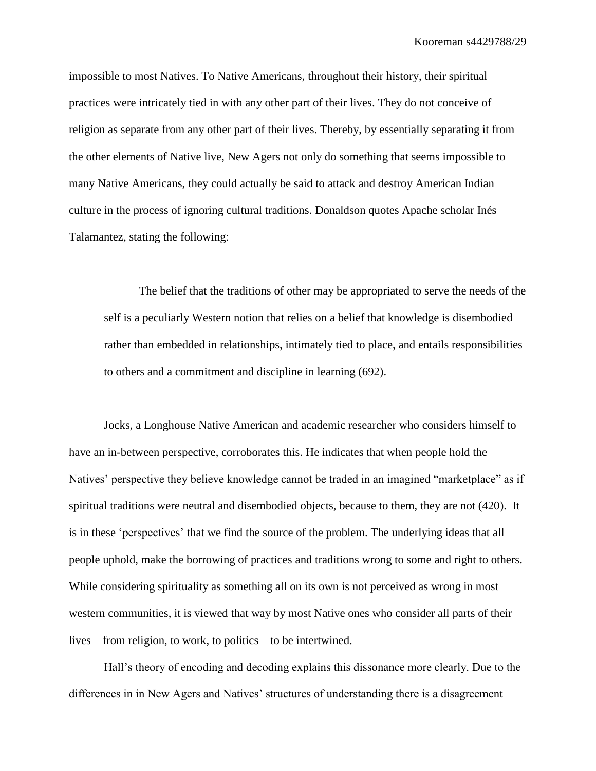impossible to most Natives. To Native Americans, throughout their history, their spiritual practices were intricately tied in with any other part of their lives. They do not conceive of religion as separate from any other part of their lives. Thereby, by essentially separating it from the other elements of Native live, New Agers not only do something that seems impossible to many Native Americans, they could actually be said to attack and destroy American Indian culture in the process of ignoring cultural traditions. Donaldson quotes Apache scholar Inés Talamantez, stating the following:

> The belief that the traditions of other may be appropriated to serve the needs of the self is a peculiarly Western notion that relies on a belief that knowledge is disembodied rather than embedded in relationships, intimately tied to place, and entails responsibilities to others and a commitment and discipline in learning (692).

Jocks, a Longhouse Native American and academic researcher who considers himself to have an in-between perspective, corroborates this. He indicates that when people hold the Natives' perspective they believe knowledge cannot be traded in an imagined "marketplace" as if spiritual traditions were neutral and disembodied objects, because to them, they are not (420). It is in these 'perspectives' that we find the source of the problem. The underlying ideas that all people uphold, make the borrowing of practices and traditions wrong to some and right to others. While considering spirituality as something all on its own is not perceived as wrong in most western communities, it is viewed that way by most Native ones who consider all parts of their lives – from religion, to work, to politics – to be intertwined.

Hall's theory of encoding and decoding explains this dissonance more clearly. Due to the differences in in New Agers and Natives' structures of understanding there is a disagreement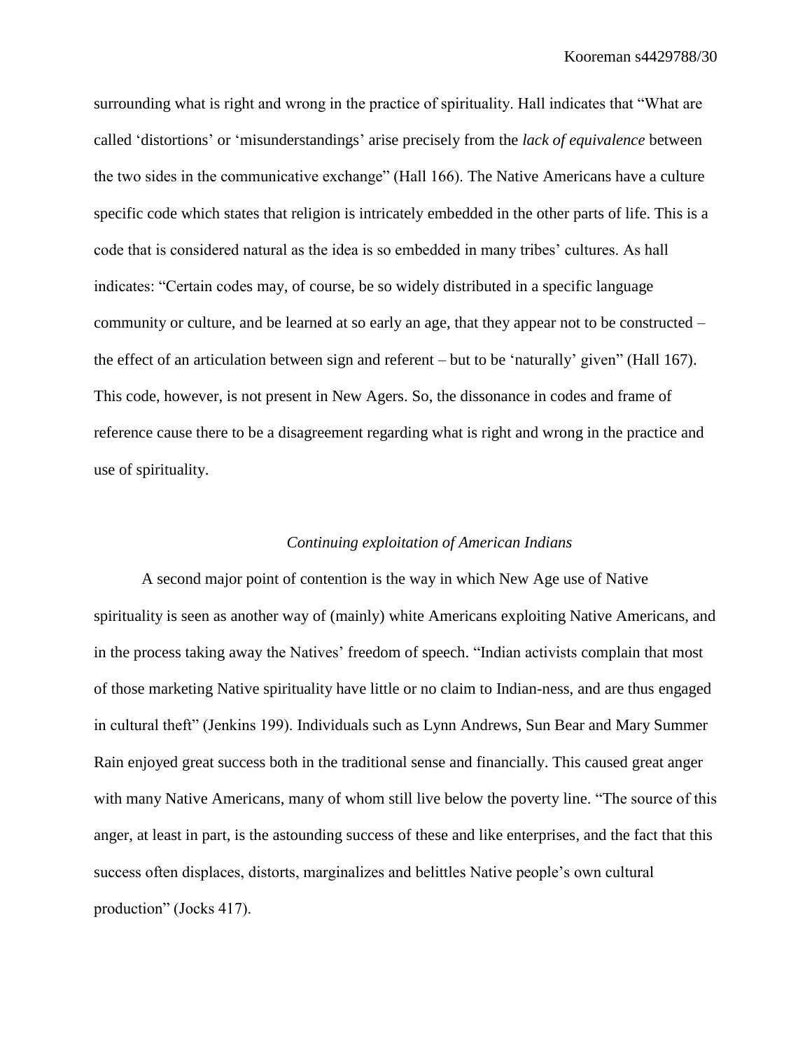surrounding what is right and wrong in the practice of spirituality. Hall indicates that “What are called ‘distortions’ or ‘misunderstandings’ arise precisely from the *lack of equivalence* between the two sides in the communicative exchange” (Hall 166). The Native Americans have a culture specific code which states that religion is intricately embedded in the other parts of life. This is a code that is considered natural as the idea is so embedded in many tribes’ cultures. As hall indicates: “Certain codes may, of course, be so widely distributed in a specific language community or culture, and be learned at so early an age, that they appear not to be constructed – the effect of an articulation between sign and referent – but to be ‘naturally’ given” (Hall 167). This code, however, is not present in New Agers. So, the dissonance in codes and frame of reference cause there to be a disagreement regarding what is right and wrong in the practice and use of spirituality.

### *Continuing exploitation of American Indians*

A second major point of contention is the way in which New Age use of Native spirituality is seen as another way of (mainly) white Americans exploiting Native Americans, and in the process taking away the Natives’ freedom of speech. “Indian activists complain that most of those marketing Native spirituality have little or no claim to Indian-ness, and are thus engaged in cultural theft” (Jenkins 199). Individuals such as Lynn Andrews, Sun Bear and Mary Summer Rain enjoyed great success both in the traditional sense and financially. This caused great anger with many Native Americans, many of whom still live below the poverty line. “The source of this anger, at least in part, is the astounding success of these and like enterprises, and the fact that this success often displaces, distorts, marginalizes and belittles Native people’s own cultural production” (Jocks 417).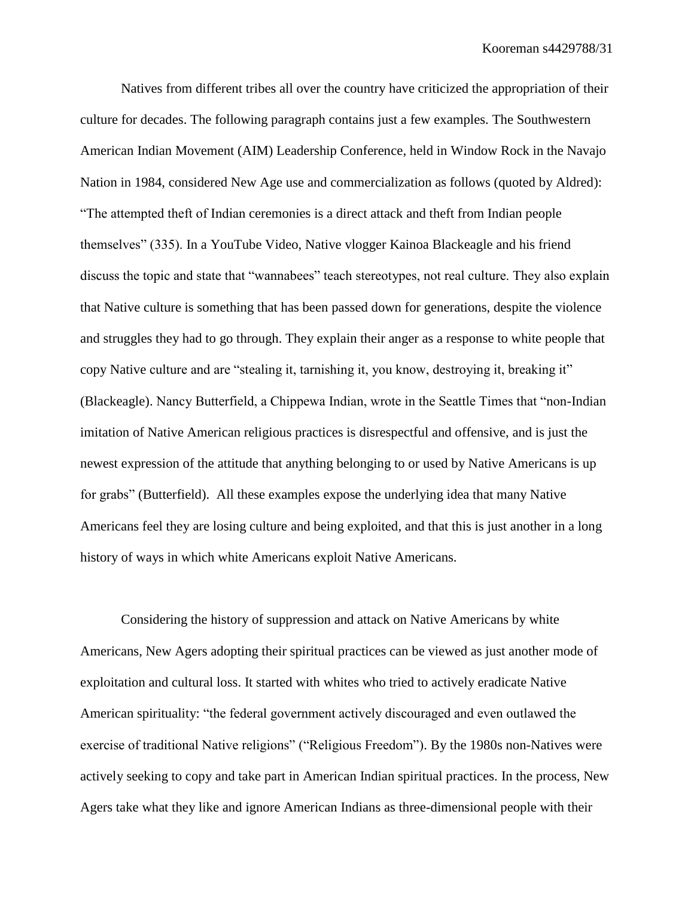Natives from different tribes all over the country have criticized the appropriation of their culture for decades. The following paragraph contains just a few examples. The Southwestern American Indian Movement (AIM) Leadership Conference, held in Window Rock in the Navajo Nation in 1984, considered New Age use and commercialization as follows (quoted by Aldred): "The attempted theft of Indian ceremonies is a direct attack and theft from Indian people themselves" (335). In a YouTube Video, Native vlogger Kainoa Blackeagle and his friend discuss the topic and state that "wannabees" teach stereotypes, not real culture. They also explain that Native culture is something that has been passed down for generations, despite the violence and struggles they had to go through. They explain their anger as a response to white people that copy Native culture and are "stealing it, tarnishing it, you know, destroying it, breaking it" (Blackeagle). Nancy Butterfield, a Chippewa Indian, wrote in the Seattle Times that "non-Indian imitation of Native American religious practices is disrespectful and offensive, and is just the newest expression of the attitude that anything belonging to or used by Native Americans is up for grabs" (Butterfield). All these examples expose the underlying idea that many Native Americans feel they are losing culture and being exploited, and that this is just another in a long history of ways in which white Americans exploit Native Americans.

Considering the history of suppression and attack on Native Americans by white Americans, New Agers adopting their spiritual practices can be viewed as just another mode of exploitation and cultural loss. It started with whites who tried to actively eradicate Native American spirituality: "the federal government actively discouraged and even outlawed the exercise of traditional Native religions" ("Religious Freedom"). By the 1980s non-Natives were actively seeking to copy and take part in American Indian spiritual practices. In the process, New Agers take what they like and ignore American Indians as three-dimensional people with their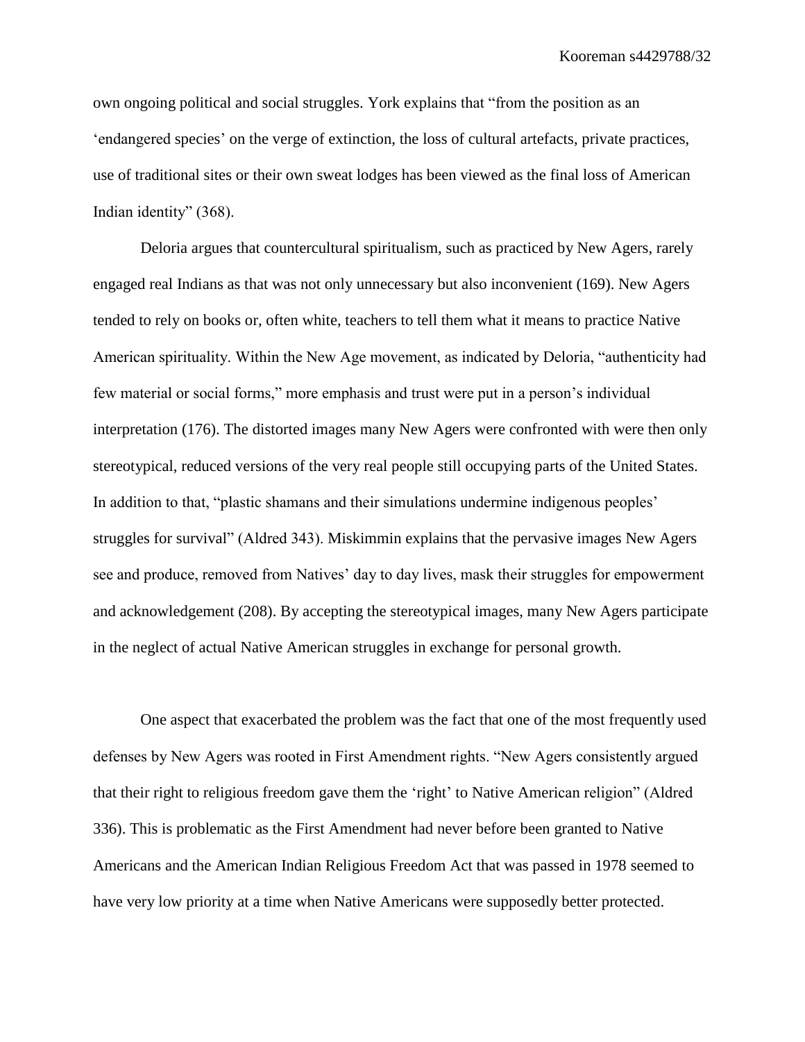own ongoing political and social struggles. York explains that "from the position as an 'endangered species' on the verge of extinction, the loss of cultural artefacts, private practices, use of traditional sites or their own sweat lodges has been viewed as the final loss of American Indian identity" (368).

Deloria argues that countercultural spiritualism, such as practiced by New Agers, rarely engaged real Indians as that was not only unnecessary but also inconvenient (169). New Agers tended to rely on books or, often white, teachers to tell them what it means to practice Native American spirituality. Within the New Age movement, as indicated by Deloria, "authenticity had few material or social forms," more emphasis and trust were put in a person's individual interpretation (176). The distorted images many New Agers were confronted with were then only stereotypical, reduced versions of the very real people still occupying parts of the United States. In addition to that, "plastic shamans and their simulations undermine indigenous peoples' struggles for survival" (Aldred 343). Miskimmin explains that the pervasive images New Agers see and produce, removed from Natives' day to day lives, mask their struggles for empowerment and acknowledgement (208). By accepting the stereotypical images, many New Agers participate in the neglect of actual Native American struggles in exchange for personal growth.

One aspect that exacerbated the problem was the fact that one of the most frequently used defenses by New Agers was rooted in First Amendment rights. "New Agers consistently argued that their right to religious freedom gave them the 'right' to Native American religion" (Aldred 336). This is problematic as the First Amendment had never before been granted to Native Americans and the American Indian Religious Freedom Act that was passed in 1978 seemed to have very low priority at a time when Native Americans were supposedly better protected.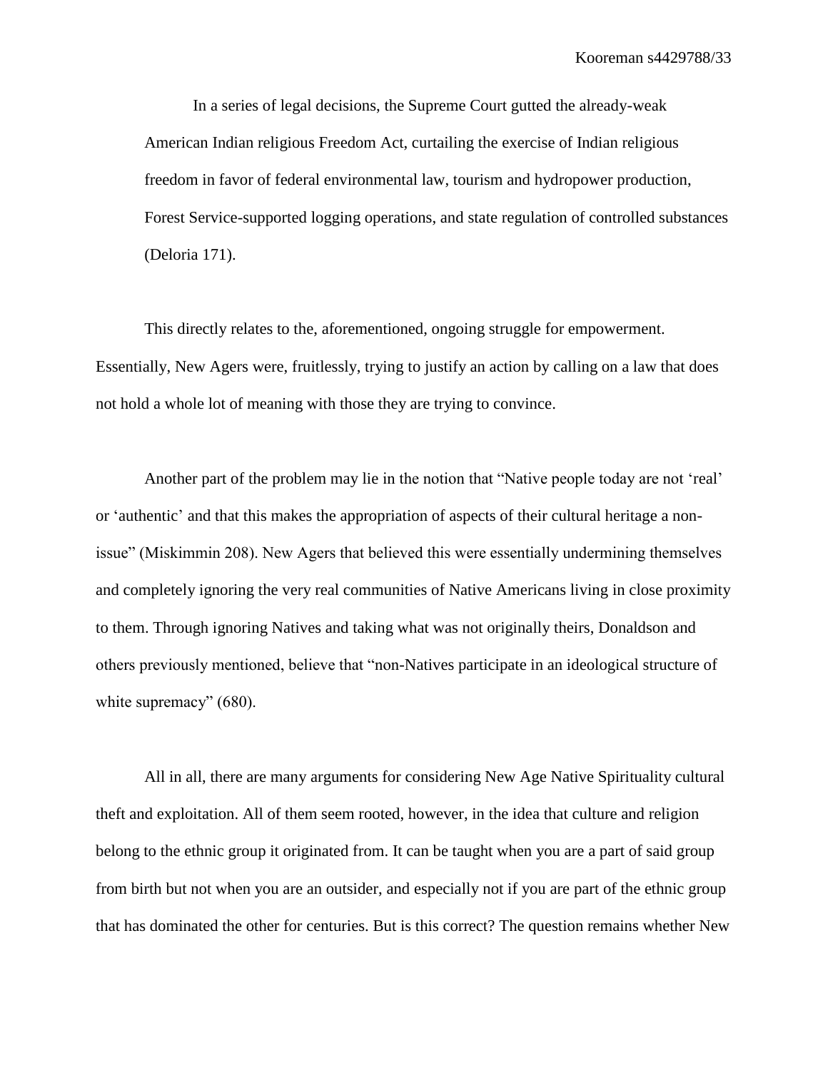> In a series of legal decisions, the Supreme Court gutted the already-weak American Indian religious Freedom Act, curtailing the exercise of Indian religious freedom in favor of federal environmental law, tourism and hydropower production, Forest Service-supported logging operations, and state regulation of controlled substances (Deloria 171).

This directly relates to the, aforementioned, ongoing struggle for empowerment. Essentially, New Agers were, fruitlessly, trying to justify an action by calling on a law that does not hold a whole lot of meaning with those they are trying to convince.

Another part of the problem may lie in the notion that "Native people today are not 'real' or 'authentic' and that this makes the appropriation of aspects of their cultural heritage a non-issue" (Miskimmin 208). New Agers that believed this were essentially undermining themselves and completely ignoring the very real communities of Native Americans living in close proximity to them. Through ignoring Natives and taking what was not originally theirs, Donaldson and others previously mentioned, believe that "non-Natives participate in an ideological structure of white supremacy" (680).

All in all, there are many arguments for considering New Age Native Spirituality cultural theft and exploitation. All of them seem rooted, however, in the idea that culture and religion belong to the ethnic group it originated from. It can be taught when you are a part of said group from birth but not when you are an outsider, and especially not if you are part of the ethnic group that has dominated the other for centuries. But is this correct? The question remains whether New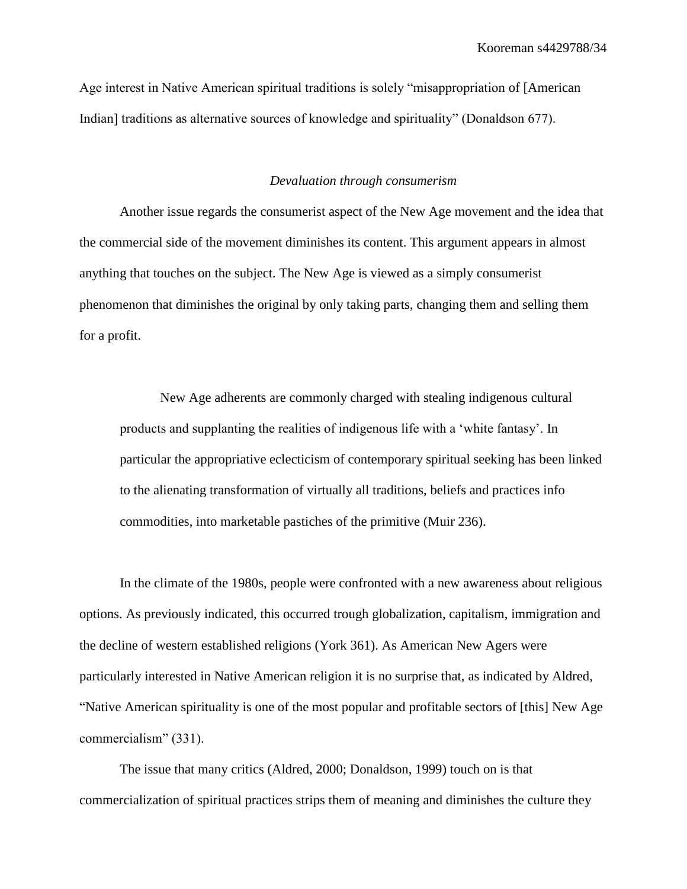Age interest in Native American spiritual traditions is solely “misappropriation of [American Indian] traditions as alternative sources of knowledge and spirituality” (Donaldson 677).

### *Devaluation through consumerism*

Another issue regards the consumerist aspect of the New Age movement and the idea that the commercial side of the movement diminishes its content. This argument appears in almost anything that touches on the subject. The New Age is viewed as a simply consumerist phenomenon that diminishes the original by only taking parts, changing them and selling them for a profit.

> New Age adherents are commonly charged with stealing indigenous cultural products and supplanting the realities of indigenous life with a ‘white fantasy’. In particular the appropriative eclecticism of contemporary spiritual seeking has been linked to the alienating transformation of virtually all traditions, beliefs and practices info commodities, into marketable pastiches of the primitive (Muir 236).

In the climate of the 1980s, people were confronted with a new awareness about religious options. As previously indicated, this occurred trough globalization, capitalism, immigration and the decline of western established religions (York 361). As American New Agers were particularly interested in Native American religion it is no surprise that, as indicated by Aldred, “Native American spirituality is one of the most popular and profitable sectors of [this] New Age commercialism” (331).

The issue that many critics (Aldred, 2000; Donaldson, 1999) touch on is that commercialization of spiritual practices strips them of meaning and diminishes the culture they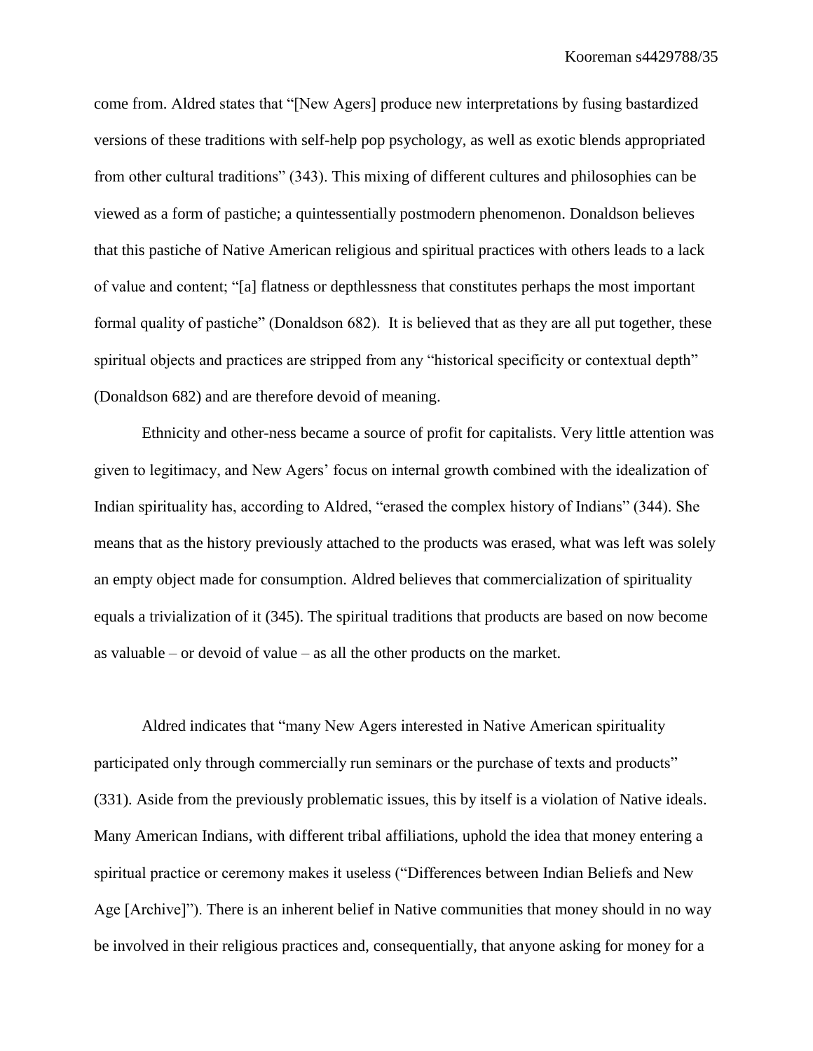come from. Aldred states that "[New Agers] produce new interpretations by fusing bastardized versions of these traditions with self-help pop psychology, as well as exotic blends appropriated from other cultural traditions" (343). This mixing of different cultures and philosophies can be viewed as a form of pastiche; a quintessentially postmodern phenomenon. Donaldson believes that this pastiche of Native American religious and spiritual practices with others leads to a lack of value and content; "[a] flatness or depthlessness that constitutes perhaps the most important formal quality of pastiche" (Donaldson 682). It is believed that as they are all put together, these spiritual objects and practices are stripped from any "historical specificity or contextual depth" (Donaldson 682) and are therefore devoid of meaning.

Ethnicity and other-ness became a source of profit for capitalists. Very little attention was given to legitimacy, and New Agers' focus on internal growth combined with the idealization of Indian spirituality has, according to Aldred, "erased the complex history of Indians" (344). She means that as the history previously attached to the products was erased, what was left was solely an empty object made for consumption. Aldred believes that commercialization of spirituality equals a trivialization of it (345). The spiritual traditions that products are based on now become as valuable – or devoid of value – as all the other products on the market.

Aldred indicates that "many New Agers interested in Native American spirituality participated only through commercially run seminars or the purchase of texts and products" (331). Aside from the previously problematic issues, this by itself is a violation of Native ideals. Many American Indians, with different tribal affiliations, uphold the idea that money entering a spiritual practice or ceremony makes it useless ("Differences between Indian Beliefs and New Age [Archive]"). There is an inherent belief in Native communities that money should in no way be involved in their religious practices and, consequentially, that anyone asking for money for a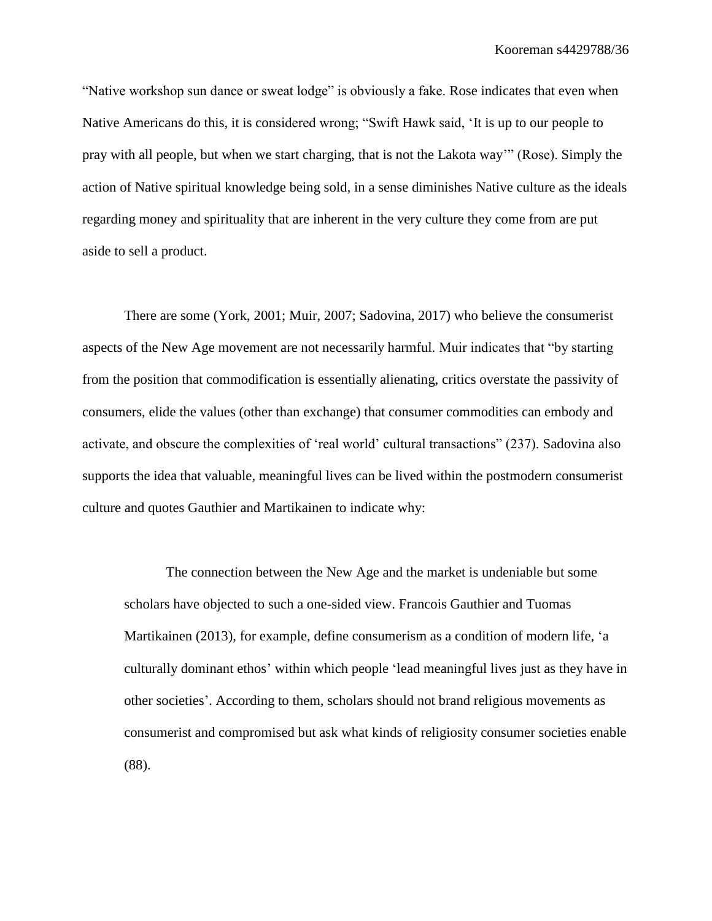"Native workshop sun dance or sweat lodge" is obviously a fake. Rose indicates that even when Native Americans do this, it is considered wrong; "Swift Hawk said, 'It is up to our people to pray with all people, but when we start charging, that is not the Lakota way'" (Rose). Simply the action of Native spiritual knowledge being sold, in a sense diminishes Native culture as the ideals regarding money and spirituality that are inherent in the very culture they come from are put aside to sell a product.

There are some (York, 2001; Muir, 2007; Sadovina, 2017) who believe the consumerist aspects of the New Age movement are not necessarily harmful. Muir indicates that "by starting from the position that commodification is essentially alienating, critics overstate the passivity of consumers, elide the values (other than exchange) that consumer commodities can embody and activate, and obscure the complexities of 'real world' cultural transactions" (237). Sadovina also supports the idea that valuable, meaningful lives can be lived within the postmodern consumerist culture and quotes Gauthier and Martikainen to indicate why:

> The connection between the New Age and the market is undeniable but some scholars have objected to such a one-sided view. Francois Gauthier and Tuomas Martikainen (2013), for example, define consumerism as a condition of modern life, 'a culturally dominant ethos' within which people 'lead meaningful lives just as they have in other societies'. According to them, scholars should not brand religious movements as consumerist and compromised but ask what kinds of religiosity consumer societies enable (88).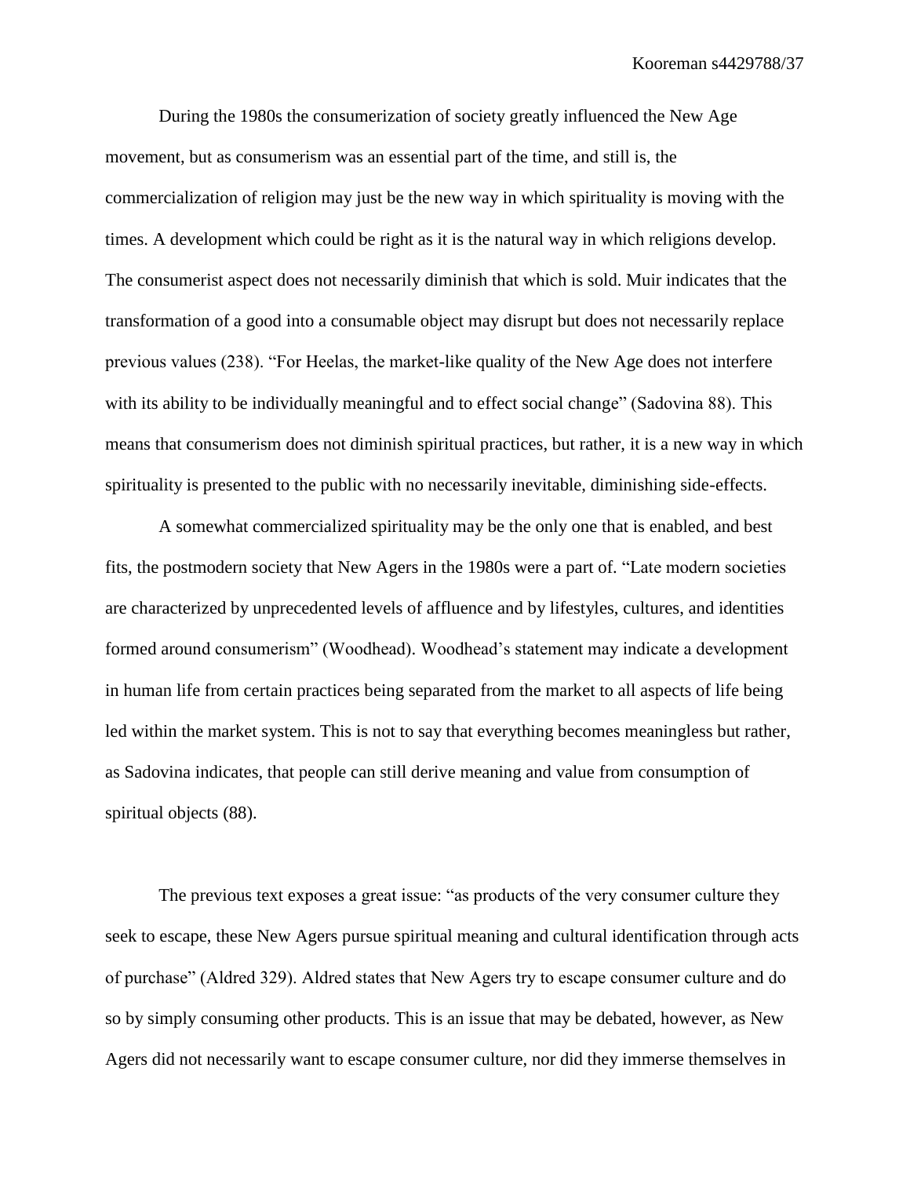During the 1980s the consumerization of society greatly influenced the New Age movement, but as consumerism was an essential part of the time, and still is, the commercialization of religion may just be the new way in which spirituality is moving with the times. A development which could be right as it is the natural way in which religions develop. The consumerist aspect does not necessarily diminish that which is sold. Muir indicates that the transformation of a good into a consumable object may disrupt but does not necessarily replace previous values (238). "For Heelas, the market-like quality of the New Age does not interfere with its ability to be individually meaningful and to effect social change" (Sadovina 88). This means that consumerism does not diminish spiritual practices, but rather, it is a new way in which spirituality is presented to the public with no necessarily inevitable, diminishing side-effects.

A somewhat commercialized spirituality may be the only one that is enabled, and best fits, the postmodern society that New Agers in the 1980s were a part of. "Late modern societies are characterized by unprecedented levels of affluence and by lifestyles, cultures, and identities formed around consumerism" (Woodhead). Woodhead's statement may indicate a development in human life from certain practices being separated from the market to all aspects of life being led within the market system. This is not to say that everything becomes meaningless but rather, as Sadovina indicates, that people can still derive meaning and value from consumption of spiritual objects (88).

The previous text exposes a great issue: "as products of the very consumer culture they seek to escape, these New Agers pursue spiritual meaning and cultural identification through acts of purchase" (Aldred 329). Aldred states that New Agers try to escape consumer culture and do so by simply consuming other products. This is an issue that may be debated, however, as New Agers did not necessarily want to escape consumer culture, nor did they immerse themselves in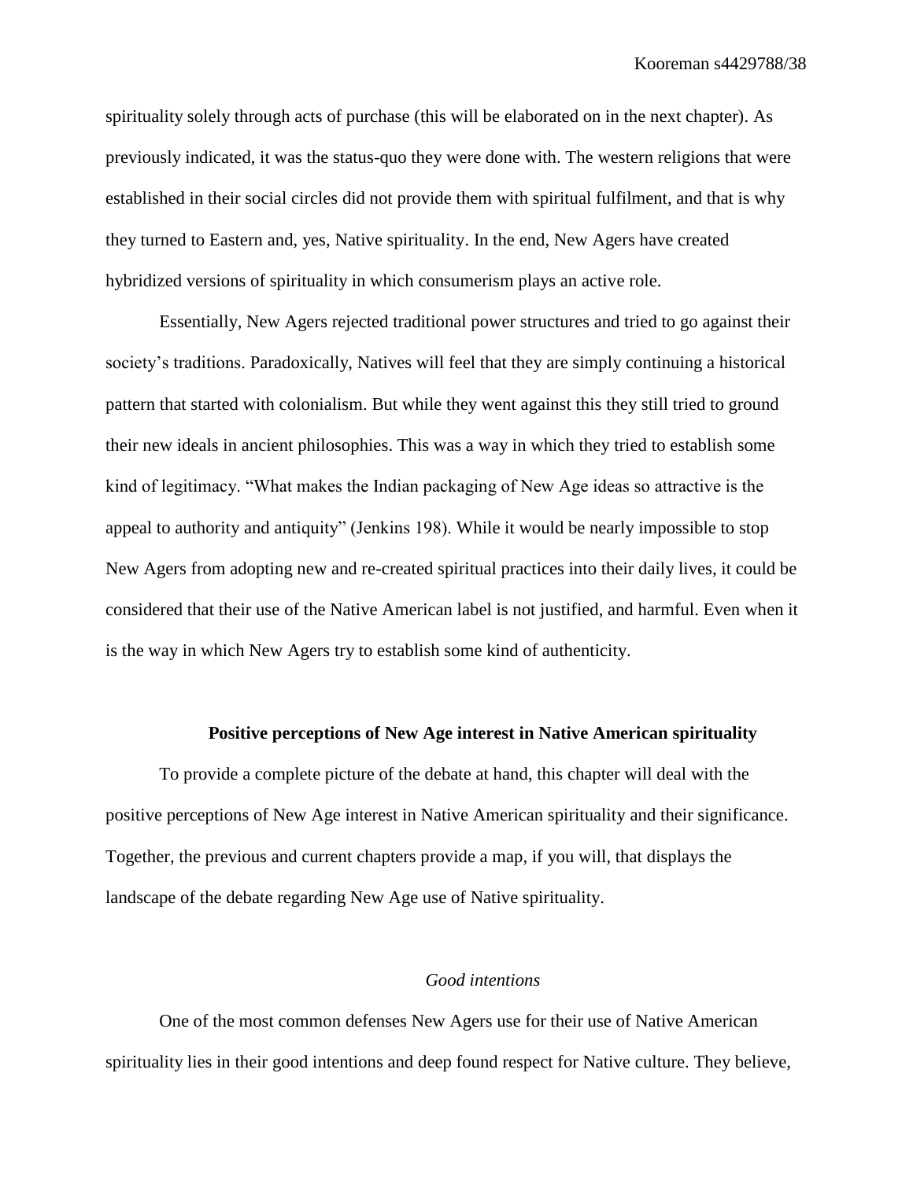spirituality solely through acts of purchase (this will be elaborated on in the next chapter). As previously indicated, it was the status-quo they were done with. The western religions that were established in their social circles did not provide them with spiritual fulfilment, and that is why they turned to Eastern and, yes, Native spirituality. In the end, New Agers have created hybridized versions of spirituality in which consumerism plays an active role.

Essentially, New Agers rejected traditional power structures and tried to go against their society's traditions. Paradoxically, Natives will feel that they are simply continuing a historical pattern that started with colonialism. But while they went against this they still tried to ground their new ideals in ancient philosophies. This was a way in which they tried to establish some kind of legitimacy. "What makes the Indian packaging of New Age ideas so attractive is the appeal to authority and antiquity" (Jenkins 198). While it would be nearly impossible to stop New Agers from adopting new and re-created spiritual practices into their daily lives, it could be considered that their use of the Native American label is not justified, and harmful. Even when it is the way in which New Agers try to establish some kind of authenticity.

## Positive perceptions of New Age interest in Native American spirituality

To provide a complete picture of the debate at hand, this chapter will deal with the positive perceptions of New Age interest in Native American spirituality and their significance. Together, the previous and current chapters provide a map, if you will, that displays the landscape of the debate regarding New Age use of Native spirituality.

### *Good intentions*

One of the most common defenses New Agers use for their use of Native American spirituality lies in their good intentions and deep found respect for Native culture. They believe,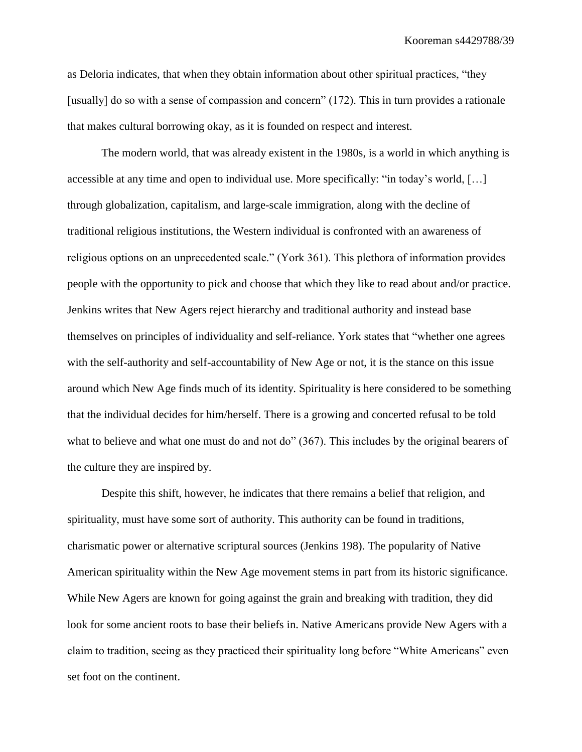as Deloria indicates, that when they obtain information about other spiritual practices, "they [usually] do so with a sense of compassion and concern" (172). This in turn provides a rationale that makes cultural borrowing okay, as it is founded on respect and interest.

The modern world, that was already existent in the 1980s, is a world in which anything is accessible at any time and open to individual use. More specifically: "in today's world, […] through globalization, capitalism, and large-scale immigration, along with the decline of traditional religious institutions, the Western individual is confronted with an awareness of religious options on an unprecedented scale." (York 361). This plethora of information provides people with the opportunity to pick and choose that which they like to read about and/or practice. Jenkins writes that New Agers reject hierarchy and traditional authority and instead base themselves on principles of individuality and self-reliance. York states that "whether one agrees with the self-authority and self-accountability of New Age or not, it is the stance on this issue around which New Age finds much of its identity. Spirituality is here considered to be something that the individual decides for him/herself. There is a growing and concerted refusal to be told what to believe and what one must do and not do" (367). This includes by the original bearers of the culture they are inspired by.

Despite this shift, however, he indicates that there remains a belief that religion, and spirituality, must have some sort of authority. This authority can be found in traditions, charismatic power or alternative scriptural sources (Jenkins 198). The popularity of Native American spirituality within the New Age movement stems in part from its historic significance. While New Agers are known for going against the grain and breaking with tradition, they did look for some ancient roots to base their beliefs in. Native Americans provide New Agers with a claim to tradition, seeing as they practiced their spirituality long before "White Americans" even set foot on the continent.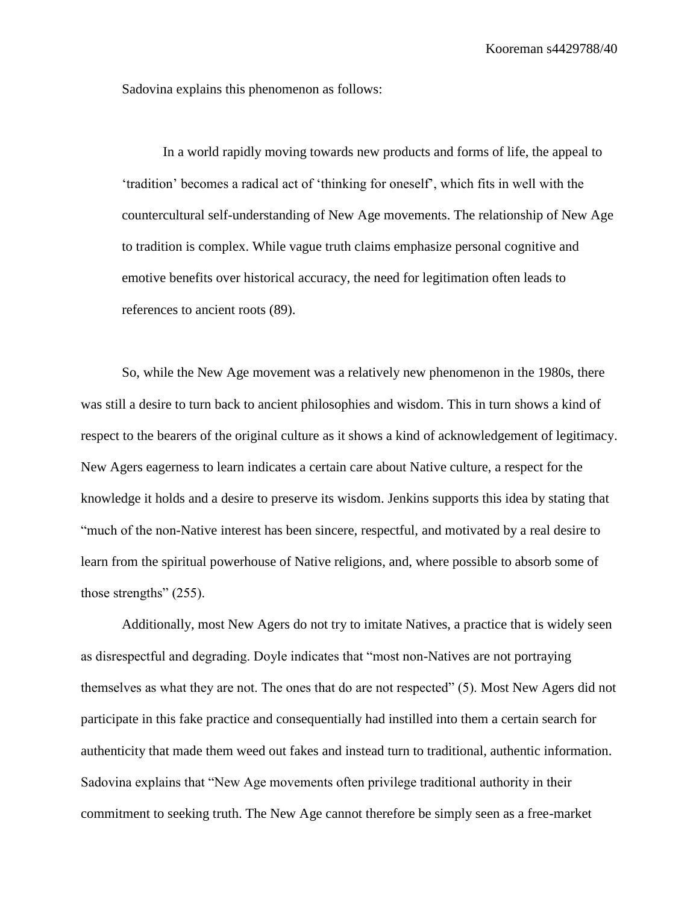Sadovina explains this phenomenon as follows:

> In a world rapidly moving towards new products and forms of life, the appeal to 'tradition' becomes a radical act of 'thinking for oneself', which fits in well with the countercultural self-understanding of New Age movements. The relationship of New Age to tradition is complex. While vague truth claims emphasize personal cognitive and emotive benefits over historical accuracy, the need for legitimation often leads to references to ancient roots (89).

So, while the New Age movement was a relatively new phenomenon in the 1980s, there was still a desire to turn back to ancient philosophies and wisdom. This in turn shows a kind of respect to the bearers of the original culture as it shows a kind of acknowledgement of legitimacy. New Agers eagerness to learn indicates a certain care about Native culture, a respect for the knowledge it holds and a desire to preserve its wisdom. Jenkins supports this idea by stating that "much of the non-Native interest has been sincere, respectful, and motivated by a real desire to learn from the spiritual powerhouse of Native religions, and, where possible to absorb some of those strengths" (255).

Additionally, most New Agers do not try to imitate Natives, a practice that is widely seen as disrespectful and degrading. Doyle indicates that "most non-Natives are not portraying themselves as what they are not. The ones that do are not respected" (5). Most New Agers did not participate in this fake practice and consequentially had instilled into them a certain search for authenticity that made them weed out fakes and instead turn to traditional, authentic information. Sadovina explains that "New Age movements often privilege traditional authority in their commitment to seeking truth. The New Age cannot therefore be simply seen as a free-market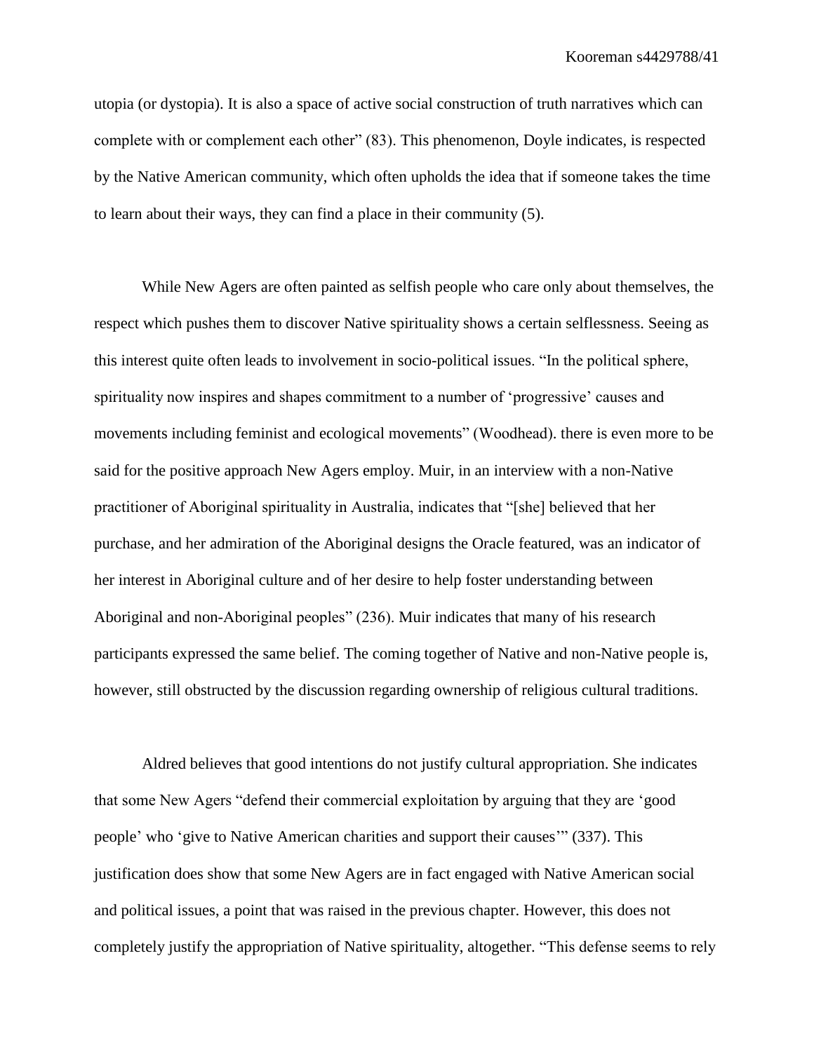utopia (or dystopia). It is also a space of active social construction of truth narratives which can complete with or complement each other" (83). This phenomenon, Doyle indicates, is respected by the Native American community, which often upholds the idea that if someone takes the time to learn about their ways, they can find a place in their community (5).

While New Agers are often painted as selfish people who care only about themselves, the respect which pushes them to discover Native spirituality shows a certain selflessness. Seeing as this interest quite often leads to involvement in socio-political issues. "In the political sphere, spirituality now inspires and shapes commitment to a number of 'progressive' causes and movements including feminist and ecological movements" (Woodhead). there is even more to be said for the positive approach New Agers employ. Muir, in an interview with a non-Native practitioner of Aboriginal spirituality in Australia, indicates that "[she] believed that her purchase, and her admiration of the Aboriginal designs the Oracle featured, was an indicator of her interest in Aboriginal culture and of her desire to help foster understanding between Aboriginal and non-Aboriginal peoples" (236). Muir indicates that many of his research participants expressed the same belief. The coming together of Native and non-Native people is, however, still obstructed by the discussion regarding ownership of religious cultural traditions.

Aldred believes that good intentions do not justify cultural appropriation. She indicates that some New Agers "defend their commercial exploitation by arguing that they are 'good people' who 'give to Native American charities and support their causes'" (337). This justification does show that some New Agers are in fact engaged with Native American social and political issues, a point that was raised in the previous chapter. However, this does not completely justify the appropriation of Native spirituality, altogether. "This defense seems to rely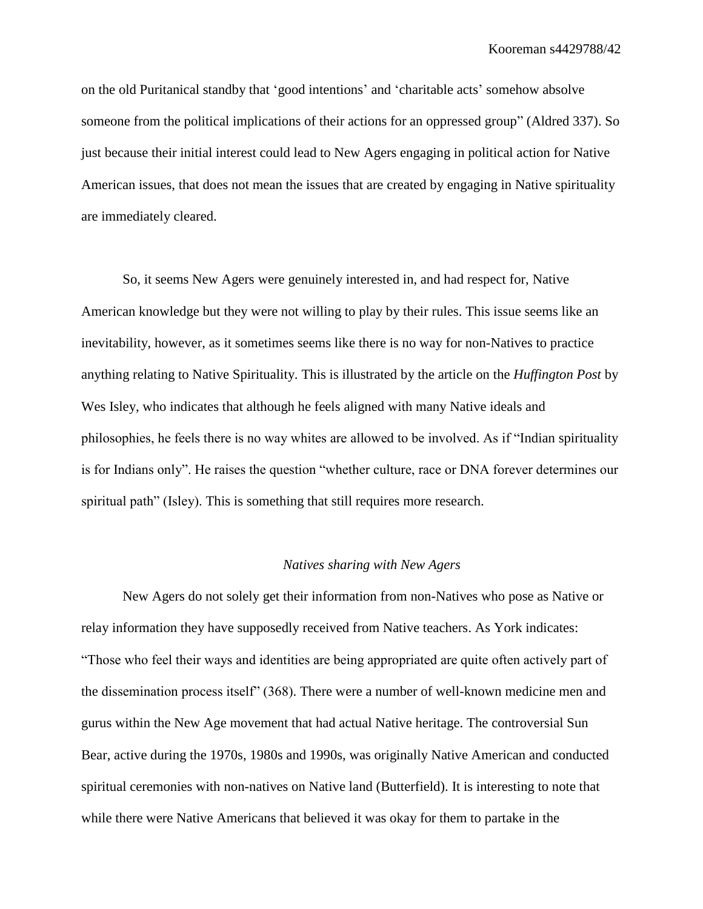on the old Puritanical standby that 'good intentions' and 'charitable acts' somehow absolve someone from the political implications of their actions for an oppressed group" (Aldred 337). So just because their initial interest could lead to New Agers engaging in political action for Native American issues, that does not mean the issues that are created by engaging in Native spirituality are immediately cleared.

So, it seems New Agers were genuinely interested in, and had respect for, Native American knowledge but they were not willing to play by their rules. This issue seems like an inevitability, however, as it sometimes seems like there is no way for non-Natives to practice anything relating to Native Spirituality. This is illustrated by the article on the *Huffington Post* by Wes Isley, who indicates that although he feels aligned with many Native ideals and philosophies, he feels there is no way whites are allowed to be involved. As if "Indian spirituality is for Indians only". He raises the question "whether culture, race or DNA forever determines our spiritual path" (Isley). This is something that still requires more research.

### *Natives sharing with New Agers*

New Agers do not solely get their information from non-Natives who pose as Native or relay information they have supposedly received from Native teachers. As York indicates: "Those who feel their ways and identities are being appropriated are quite often actively part of the dissemination process itself" (368). There were a number of well-known medicine men and gurus within the New Age movement that had actual Native heritage. The controversial Sun Bear, active during the 1970s, 1980s and 1990s, was originally Native American and conducted spiritual ceremonies with non-natives on Native land (Butterfield). It is interesting to note that while there were Native Americans that believed it was okay for them to partake in the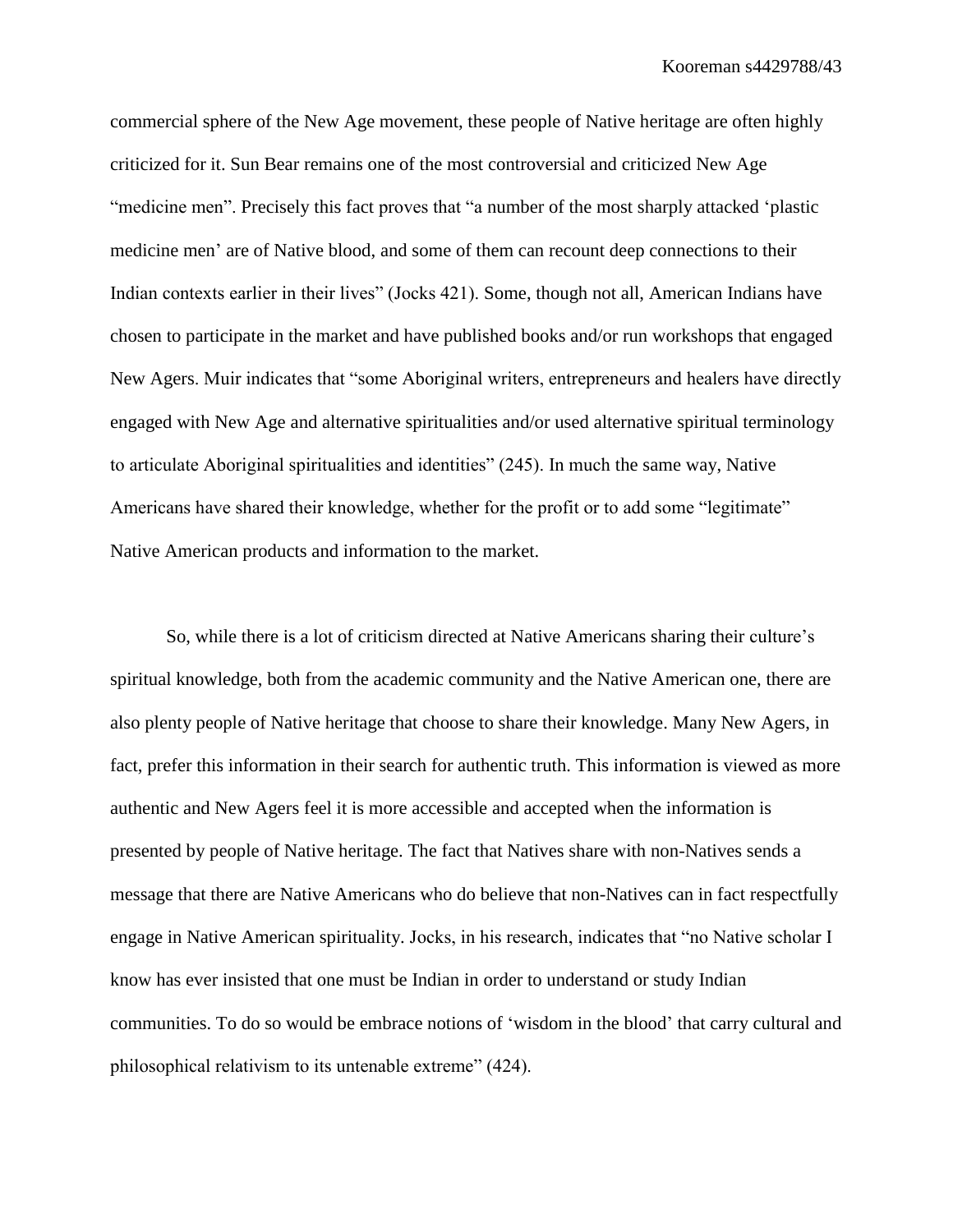commercial sphere of the New Age movement, these people of Native heritage are often highly criticized for it. Sun Bear remains one of the most controversial and criticized New Age "medicine men". Precisely this fact proves that "a number of the most sharply attacked 'plastic medicine men' are of Native blood, and some of them can recount deep connections to their Indian contexts earlier in their lives" (Jocks 421). Some, though not all, American Indians have chosen to participate in the market and have published books and/or run workshops that engaged New Agers. Muir indicates that "some Aboriginal writers, entrepreneurs and healers have directly engaged with New Age and alternative spiritualities and/or used alternative spiritual terminology to articulate Aboriginal spiritualities and identities" (245). In much the same way, Native Americans have shared their knowledge, whether for the profit or to add some "legitimate" Native American products and information to the market.

So, while there is a lot of criticism directed at Native Americans sharing their culture's spiritual knowledge, both from the academic community and the Native American one, there are also plenty people of Native heritage that choose to share their knowledge. Many New Agers, in fact, prefer this information in their search for authentic truth. This information is viewed as more authentic and New Agers feel it is more accessible and accepted when the information is presented by people of Native heritage. The fact that Natives share with non-Natives sends a message that there are Native Americans who do believe that non-Natives can in fact respectfully engage in Native American spirituality. Jocks, in his research, indicates that "no Native scholar I know has ever insisted that one must be Indian in order to understand or study Indian communities. To do so would be embrace notions of 'wisdom in the blood' that carry cultural and philosophical relativism to its untenable extreme" (424).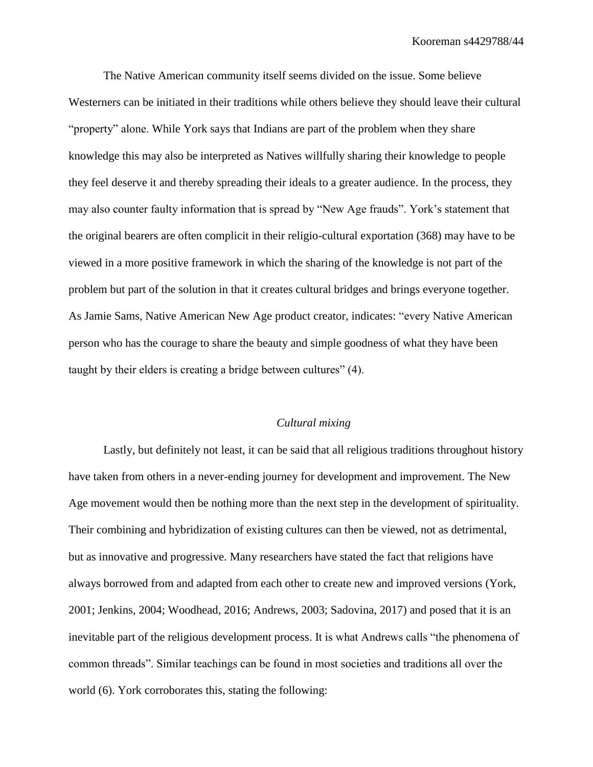The Native American community itself seems divided on the issue. Some believe Westerners can be initiated in their traditions while others believe they should leave their cultural "property" alone. While York says that Indians are part of the problem when they share knowledge this may also be interpreted as Natives willfully sharing their knowledge to people they feel deserve it and thereby spreading their ideals to a greater audience. In the process, they may also counter faulty information that is spread by "New Age frauds". York's statement that the original bearers are often complicit in their religio-cultural exportation (368) may have to be viewed in a more positive framework in which the sharing of the knowledge is not part of the problem but part of the solution in that it creates cultural bridges and brings everyone together. As Jamie Sams, Native American New Age product creator, indicates: "every Native American person who has the courage to share the beauty and simple goodness of what they have been taught by their elders is creating a bridge between cultures" (4).

### *Cultural mixing*

Lastly, but definitely not least, it can be said that all religious traditions throughout history have taken from others in a never-ending journey for development and improvement. The New Age movement would then be nothing more than the next step in the development of spirituality. Their combining and hybridization of existing cultures can then be viewed, not as detrimental, but as innovative and progressive. Many researchers have stated the fact that religions have always borrowed from and adapted from each other to create new and improved versions (York, 2001; Jenkins, 2004; Woodhead, 2016; Andrews, 2003; Sadovina, 2017) and posed that it is an inevitable part of the religious development process. It is what Andrews calls "the phenomena of common threads". Similar teachings can be found in most societies and traditions all over the world (6). York corroborates this, stating the following: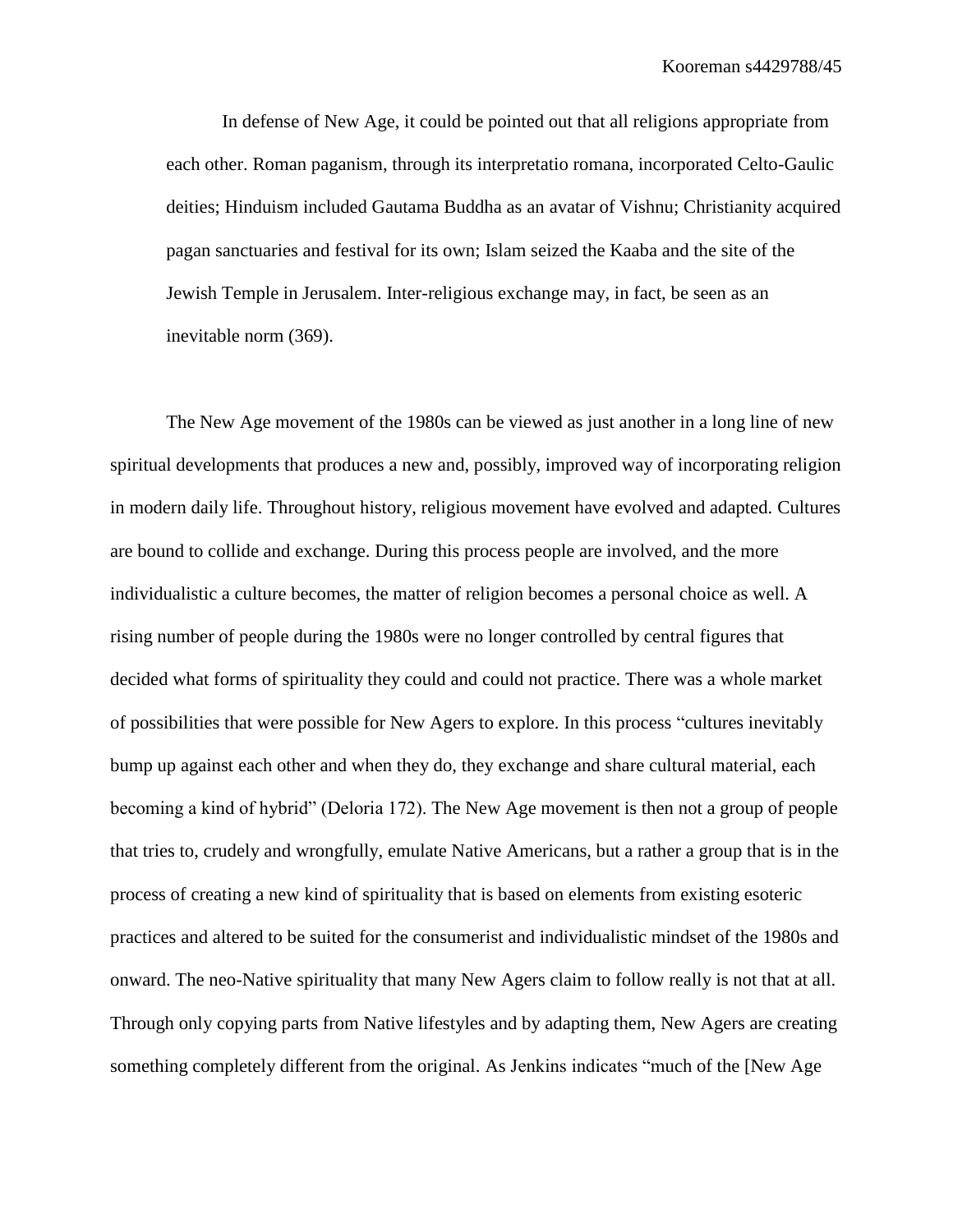> In defense of New Age, it could be pointed out that all religions appropriate from each other. Roman paganism, through its interpretatio romana, incorporated Celto-Gaulic deities; Hinduism included Gautama Buddha as an avatar of Vishnu; Christianity acquired pagan sanctuaries and festival for its own; Islam seized the Kaaba and the site of the Jewish Temple in Jerusalem. Inter-religious exchange may, in fact, be seen as an inevitable norm (369).

The New Age movement of the 1980s can be viewed as just another in a long line of new spiritual developments that produces a new and, possibly, improved way of incorporating religion in modern daily life. Throughout history, religious movement have evolved and adapted. Cultures are bound to collide and exchange. During this process people are involved, and the more individualistic a culture becomes, the matter of religion becomes a personal choice as well. A rising number of people during the 1980s were no longer controlled by central figures that decided what forms of spirituality they could and could not practice. There was a whole market of possibilities that were possible for New Agers to explore. In this process "cultures inevitably bump up against each other and when they do, they exchange and share cultural material, each becoming a kind of hybrid" (Deloria 172). The New Age movement is then not a group of people that tries to, crudely and wrongfully, emulate Native Americans, but a rather a group that is in the process of creating a new kind of spirituality that is based on elements from existing esoteric practices and altered to be suited for the consumerist and individualistic mindset of the 1980s and onward. The neo-Native spirituality that many New Agers claim to follow really is not that at all. Through only copying parts from Native lifestyles and by adapting them, New Agers are creating something completely different from the original. As Jenkins indicates "much of the [New Age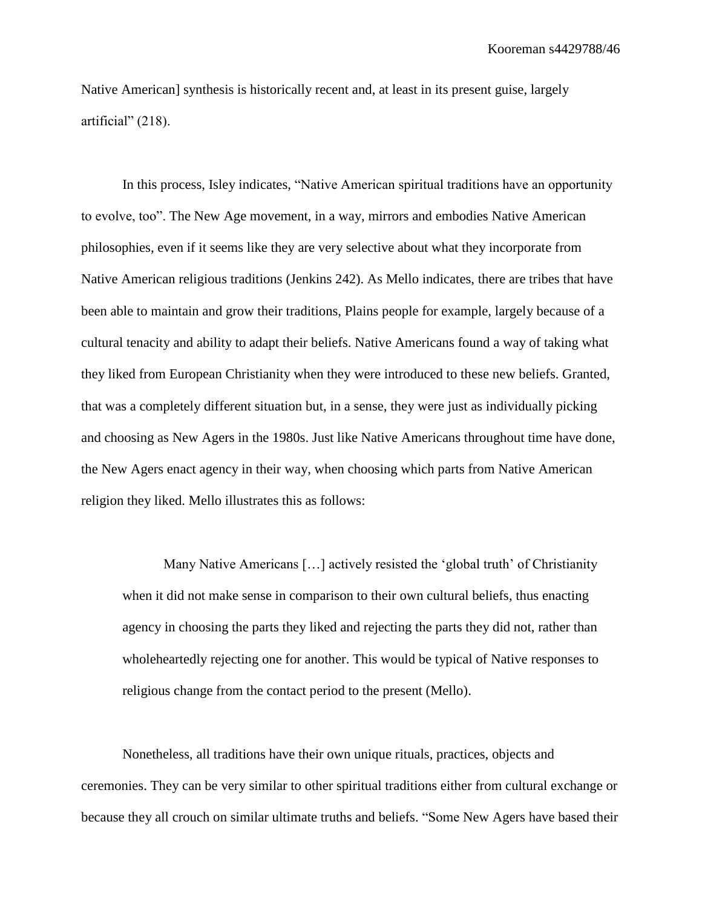Native American] synthesis is historically recent and, at least in its present guise, largely artificial" (218).

In this process, Isley indicates, "Native American spiritual traditions have an opportunity to evolve, too". The New Age movement, in a way, mirrors and embodies Native American philosophies, even if it seems like they are very selective about what they incorporate from Native American religious traditions (Jenkins 242). As Mello indicates, there are tribes that have been able to maintain and grow their traditions, Plains people for example, largely because of a cultural tenacity and ability to adapt their beliefs. Native Americans found a way of taking what they liked from European Christianity when they were introduced to these new beliefs. Granted, that was a completely different situation but, in a sense, they were just as individually picking and choosing as New Agers in the 1980s. Just like Native Americans throughout time have done, the New Agers enact agency in their way, when choosing which parts from Native American religion they liked. Mello illustrates this as follows:

> Many Native Americans […] actively resisted the 'global truth' of Christianity when it did not make sense in comparison to their own cultural beliefs, thus enacting agency in choosing the parts they liked and rejecting the parts they did not, rather than wholeheartedly rejecting one for another. This would be typical of Native responses to religious change from the contact period to the present (Mello).

Nonetheless, all traditions have their own unique rituals, practices, objects and ceremonies. They can be very similar to other spiritual traditions either from cultural exchange or because they all crouch on similar ultimate truths and beliefs. "Some New Agers have based their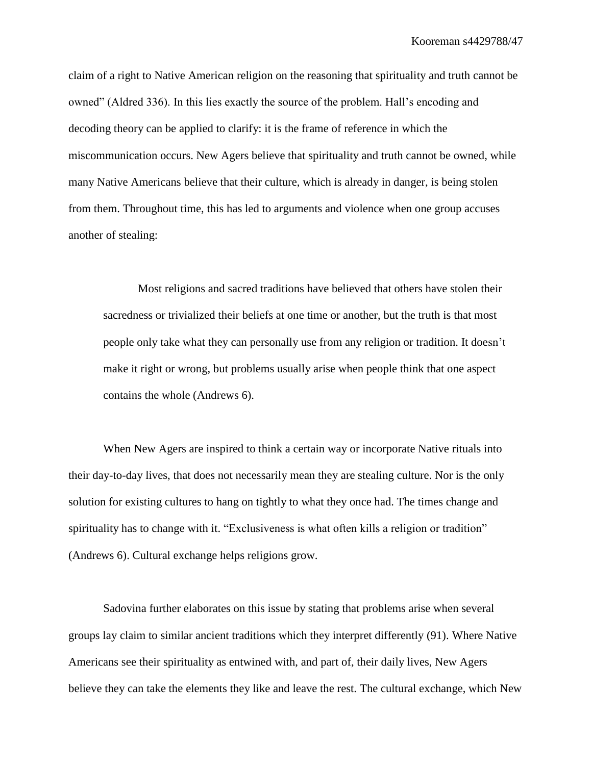claim of a right to Native American religion on the reasoning that spirituality and truth cannot be owned" (Aldred 336). In this lies exactly the source of the problem. Hall's encoding and decoding theory can be applied to clarify: it is the frame of reference in which the miscommunication occurs. New Agers believe that spirituality and truth cannot be owned, while many Native Americans believe that their culture, which is already in danger, is being stolen from them. Throughout time, this has led to arguments and violence when one group accuses another of stealing:

> Most religions and sacred traditions have believed that others have stolen their sacredness or trivialized their beliefs at one time or another, but the truth is that most people only take what they can personally use from any religion or tradition. It doesn't make it right or wrong, but problems usually arise when people think that one aspect contains the whole (Andrews 6).

When New Agers are inspired to think a certain way or incorporate Native rituals into their day-to-day lives, that does not necessarily mean they are stealing culture. Nor is the only solution for existing cultures to hang on tightly to what they once had. The times change and spirituality has to change with it. "Exclusiveness is what often kills a religion or tradition" (Andrews 6). Cultural exchange helps religions grow.

Sadovina further elaborates on this issue by stating that problems arise when several groups lay claim to similar ancient traditions which they interpret differently (91). Where Native Americans see their spirituality as entwined with, and part of, their daily lives, New Agers believe they can take the elements they like and leave the rest. The cultural exchange, which New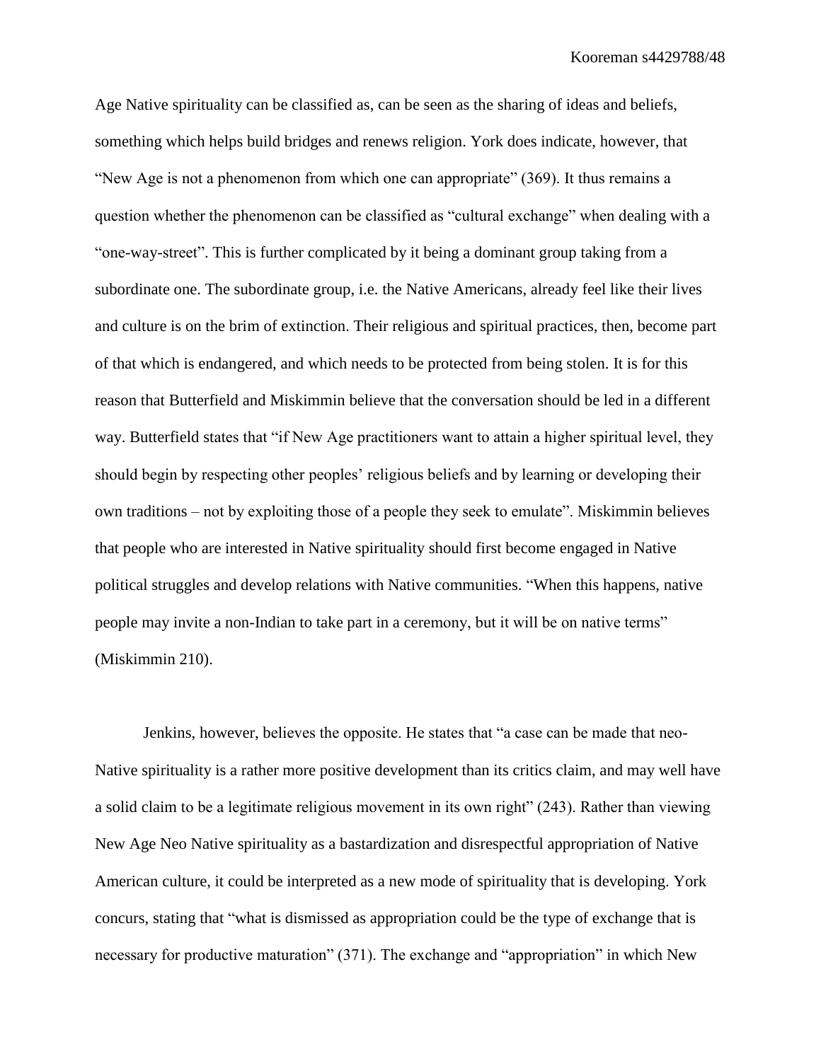Age Native spirituality can be classified as, can be seen as the sharing of ideas and beliefs, something which helps build bridges and renews religion. York does indicate, however, that "New Age is not a phenomenon from which one can appropriate" (369). It thus remains a question whether the phenomenon can be classified as "cultural exchange" when dealing with a "one-way-street". This is further complicated by it being a dominant group taking from a subordinate one. The subordinate group, i.e. the Native Americans, already feel like their lives and culture is on the brim of extinction. Their religious and spiritual practices, then, become part of that which is endangered, and which needs to be protected from being stolen. It is for this reason that Butterfield and Miskimmin believe that the conversation should be led in a different way. Butterfield states that "if New Age practitioners want to attain a higher spiritual level, they should begin by respecting other peoples' religious beliefs and by learning or developing their own traditions – not by exploiting those of a people they seek to emulate". Miskimmin believes that people who are interested in Native spirituality should first become engaged in Native political struggles and develop relations with Native communities. "When this happens, native people may invite a non-Indian to take part in a ceremony, but it will be on native terms" (Miskimmin 210).

Jenkins, however, believes the opposite. He states that "a case can be made that neo-Native spirituality is a rather more positive development than its critics claim, and may well have a solid claim to be a legitimate religious movement in its own right" (243). Rather than viewing New Age Neo Native spirituality as a bastardization and disrespectful appropriation of Native American culture, it could be interpreted as a new mode of spirituality that is developing. York concurs, stating that "what is dismissed as appropriation could be the type of exchange that is necessary for productive maturation" (371). The exchange and "appropriation" in which New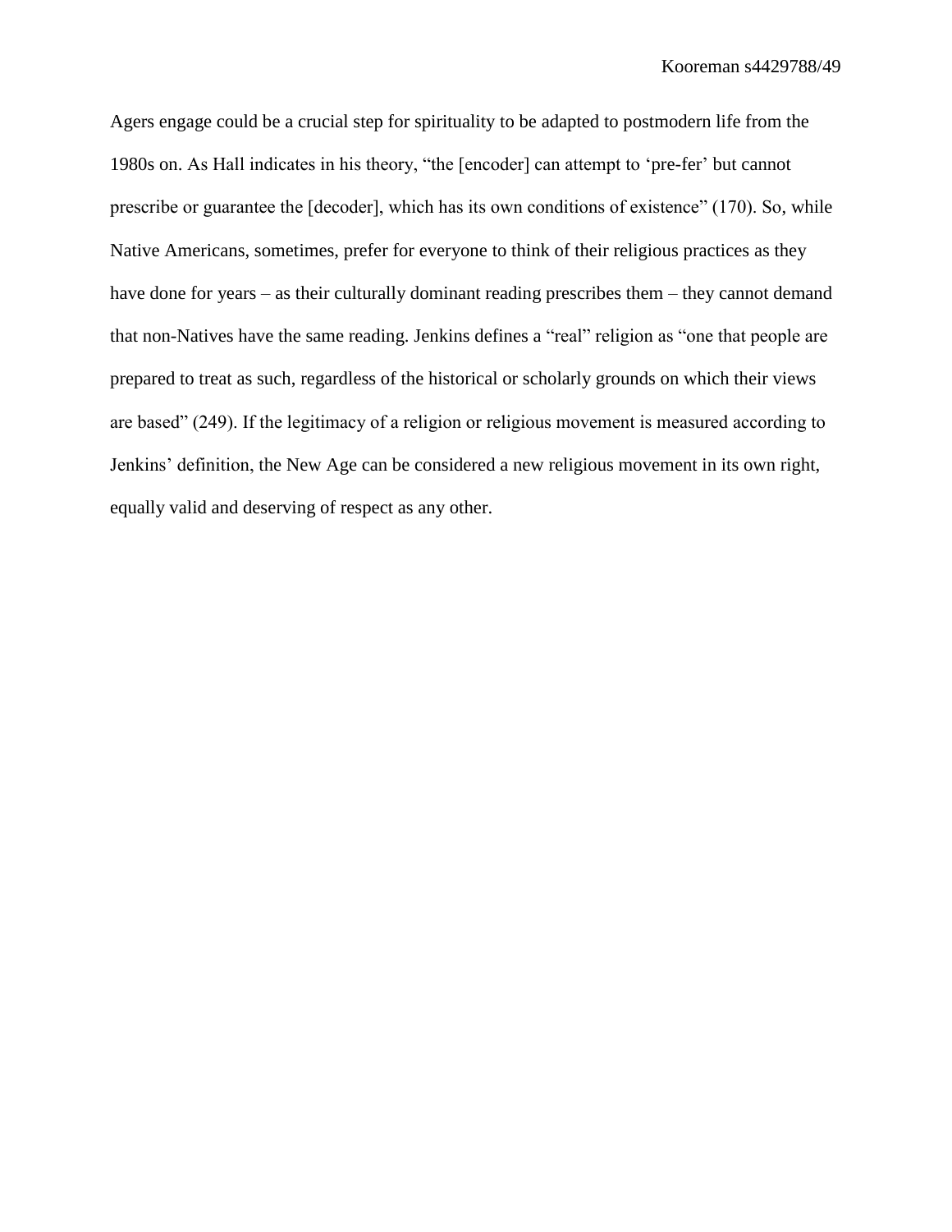Agers engage could be a crucial step for spirituality to be adapted to postmodern life from the 1980s on. As Hall indicates in his theory, "the [encoder] can attempt to 'pre-fer' but cannot prescribe or guarantee the [decoder], which has its own conditions of existence" (170). So, while Native Americans, sometimes, prefer for everyone to think of their religious practices as they have done for years – as their culturally dominant reading prescribes them – they cannot demand that non-Natives have the same reading. Jenkins defines a "real" religion as "one that people are prepared to treat as such, regardless of the historical or scholarly grounds on which their views are based" (249). If the legitimacy of a religion or religious movement is measured according to Jenkins' definition, the New Age can be considered a new religious movement in its own right, equally valid and deserving of respect as any other.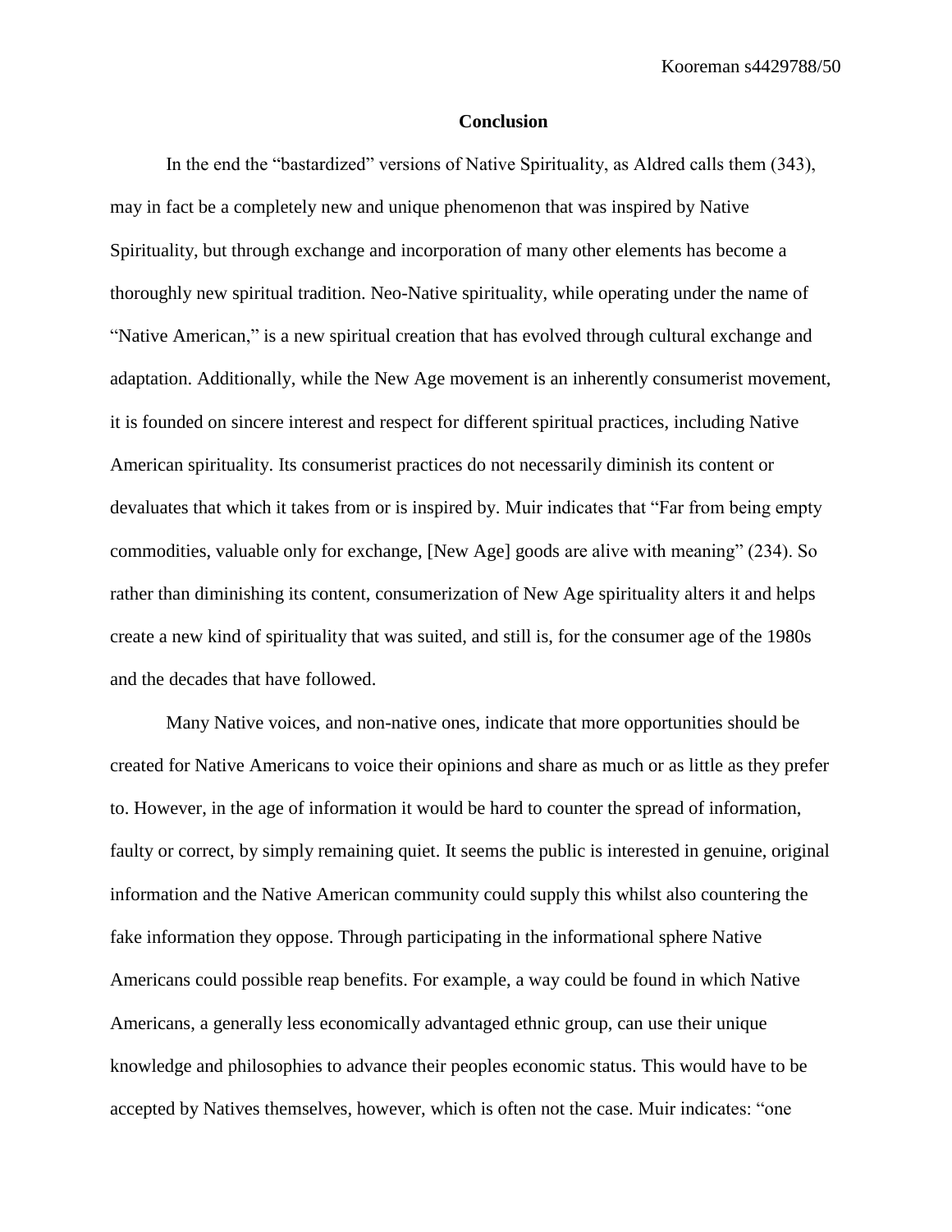## Conclusion

In the end the "bastardized" versions of Native Spirituality, as Aldred calls them (343), may in fact be a completely new and unique phenomenon that was inspired by Native Spirituality, but through exchange and incorporation of many other elements has become a thoroughly new spiritual tradition. Neo-Native spirituality, while operating under the name of "Native American," is a new spiritual creation that has evolved through cultural exchange and adaptation. Additionally, while the New Age movement is an inherently consumerist movement, it is founded on sincere interest and respect for different spiritual practices, including Native American spirituality. Its consumerist practices do not necessarily diminish its content or devaluates that which it takes from or is inspired by. Muir indicates that "Far from being empty commodities, valuable only for exchange, [New Age] goods are alive with meaning" (234). So rather than diminishing its content, consumerization of New Age spirituality alters it and helps create a new kind of spirituality that was suited, and still is, for the consumer age of the 1980s and the decades that have followed.

Many Native voices, and non-native ones, indicate that more opportunities should be created for Native Americans to voice their opinions and share as much or as little as they prefer to. However, in the age of information it would be hard to counter the spread of information, faulty or correct, by simply remaining quiet. It seems the public is interested in genuine, original information and the Native American community could supply this whilst also countering the fake information they oppose. Through participating in the informational sphere Native Americans could possible reap benefits. For example, a way could be found in which Native Americans, a generally less economically advantaged ethnic group, can use their unique knowledge and philosophies to advance their peoples economic status. This would have to be accepted by Natives themselves, however, which is often not the case. Muir indicates: "one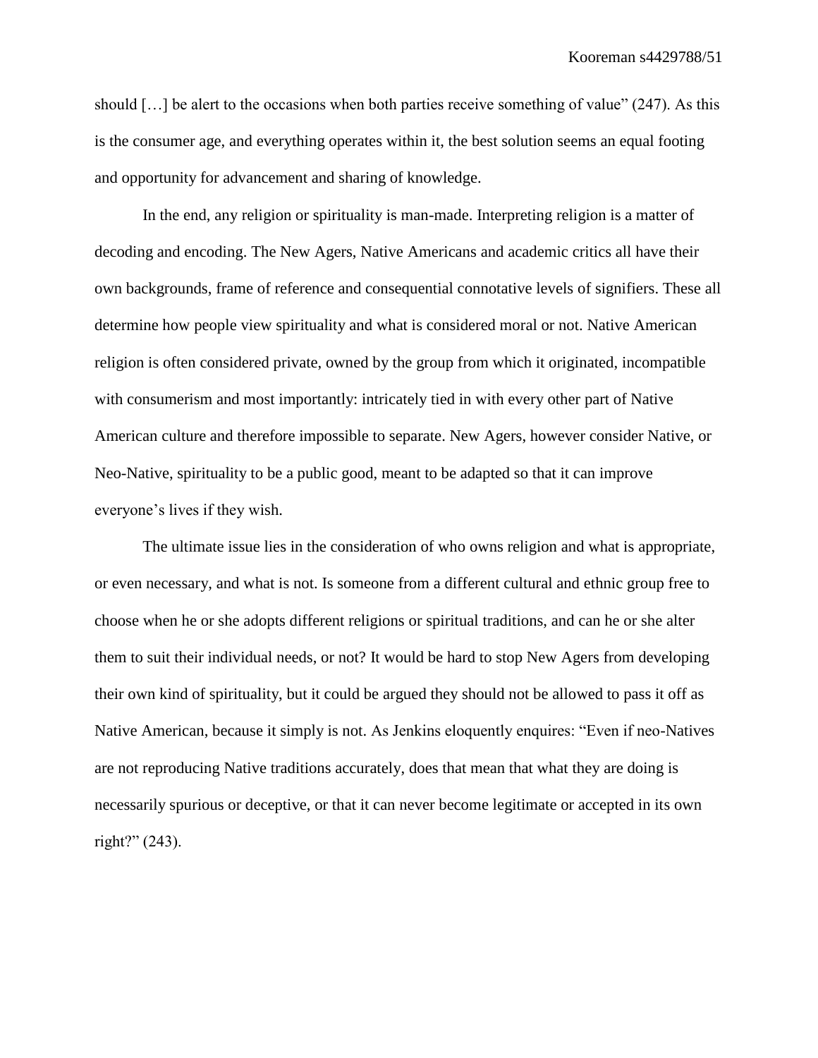should […] be alert to the occasions when both parties receive something of value" (247). As this is the consumer age, and everything operates within it, the best solution seems an equal footing and opportunity for advancement and sharing of knowledge.

In the end, any religion or spirituality is man-made. Interpreting religion is a matter of decoding and encoding. The New Agers, Native Americans and academic critics all have their own backgrounds, frame of reference and consequential connotative levels of signifiers. These all determine how people view spirituality and what is considered moral or not. Native American religion is often considered private, owned by the group from which it originated, incompatible with consumerism and most importantly: intricately tied in with every other part of Native American culture and therefore impossible to separate. New Agers, however consider Native, or Neo-Native, spirituality to be a public good, meant to be adapted so that it can improve everyone's lives if they wish.

The ultimate issue lies in the consideration of who owns religion and what is appropriate, or even necessary, and what is not. Is someone from a different cultural and ethnic group free to choose when he or she adopts different religions or spiritual traditions, and can he or she alter them to suit their individual needs, or not? It would be hard to stop New Agers from developing their own kind of spirituality, but it could be argued they should not be allowed to pass it off as Native American, because it simply is not. As Jenkins eloquently enquires: "Even if neo-Natives are not reproducing Native traditions accurately, does that mean that what they are doing is necessarily spurious or deceptive, or that it can never become legitimate or accepted in its own right?" (243).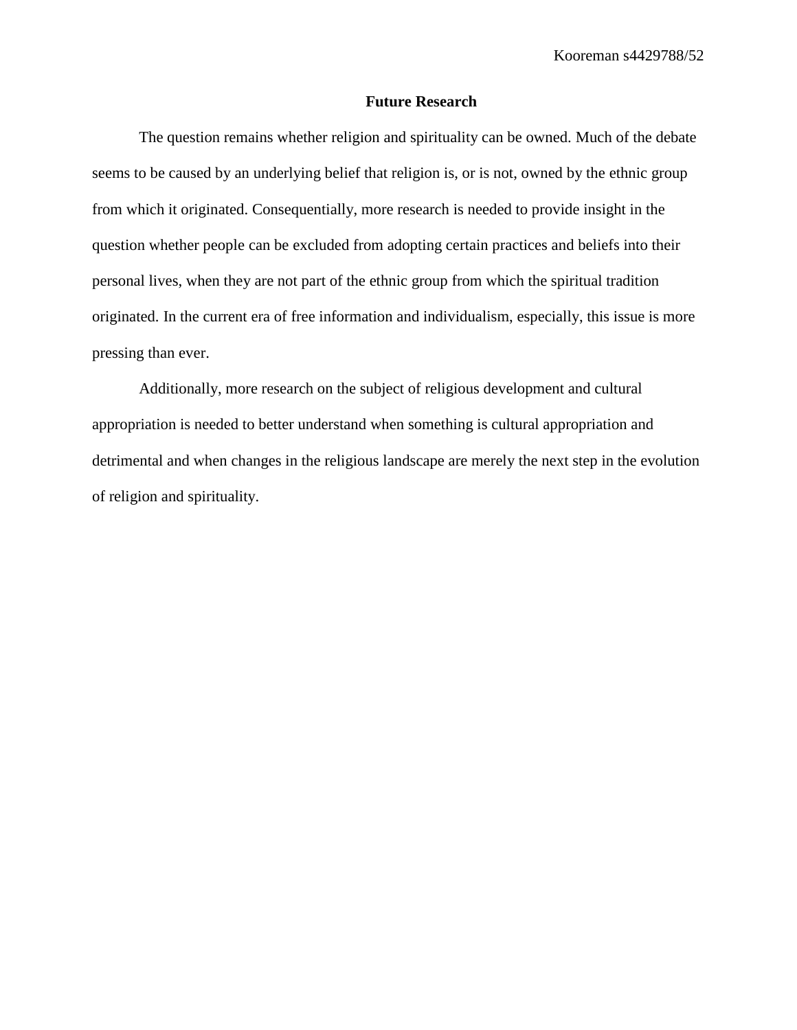## Future Research

The question remains whether religion and spirituality can be owned. Much of the debate seems to be caused by an underlying belief that religion is, or is not, owned by the ethnic group from which it originated. Consequentially, more research is needed to provide insight in the question whether people can be excluded from adopting certain practices and beliefs into their personal lives, when they are not part of the ethnic group from which the spiritual tradition originated. In the current era of free information and individualism, especially, this issue is more pressing than ever.

Additionally, more research on the subject of religious development and cultural appropriation is needed to better understand when something is cultural appropriation and detrimental and when changes in the religious landscape are merely the next step in the evolution of religion and spirituality.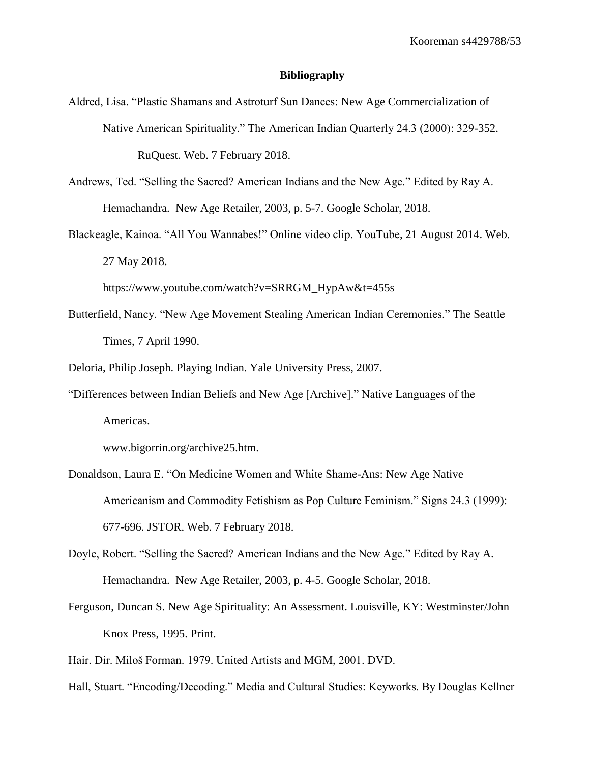## Bibliography

Aldred, Lisa. "Plastic Shamans and Astroturf Sun Dances: New Age Commercialization of Native American Spirituality." The American Indian Quarterly 24.3 (2000): 329-352. RuQuest. Web. 7 February 2018.

Andrews, Ted. "Selling the Sacred? American Indians and the New Age." Edited by Ray A. Hemachandra. New Age Retailer, 2003, p. 5-7. Google Scholar, 2018.

Blackeagle, Kainoa. "All You Wannabes!" Online video clip. YouTube, 21 August 2014. Web. 27 May 2018.
https://www.youtube.com/watch?v=SRRGM_HypAw&t=455s

Butterfield, Nancy. "New Age Movement Stealing American Indian Ceremonies." The Seattle Times, 7 April 1990.

Deloria, Philip Joseph. Playing Indian. Yale University Press, 2007.

"Differences between Indian Beliefs and New Age [Archive]." Native Languages of the Americas.
www.bigorrin.org/archive25.htm.

Donaldson, Laura E. "On Medicine Women and White Shame-Ans: New Age Native Americanism and Commodity Fetishism as Pop Culture Feminism." Signs 24.3 (1999): 677-696. JSTOR. Web. 7 February 2018.

Doyle, Robert. "Selling the Sacred? American Indians and the New Age." Edited by Ray A. Hemachandra. New Age Retailer, 2003, p. 4-5. Google Scholar, 2018.

Ferguson, Duncan S. New Age Spirituality: An Assessment. Louisville, KY: Westminster/John Knox Press, 1995. Print.

Hair. Dir. Miloš Forman. 1979. United Artists and MGM, 2001. DVD.

Hall, Stuart. "Encoding/Decoding." Media and Cultural Studies: Keyworks. By Douglas Kellner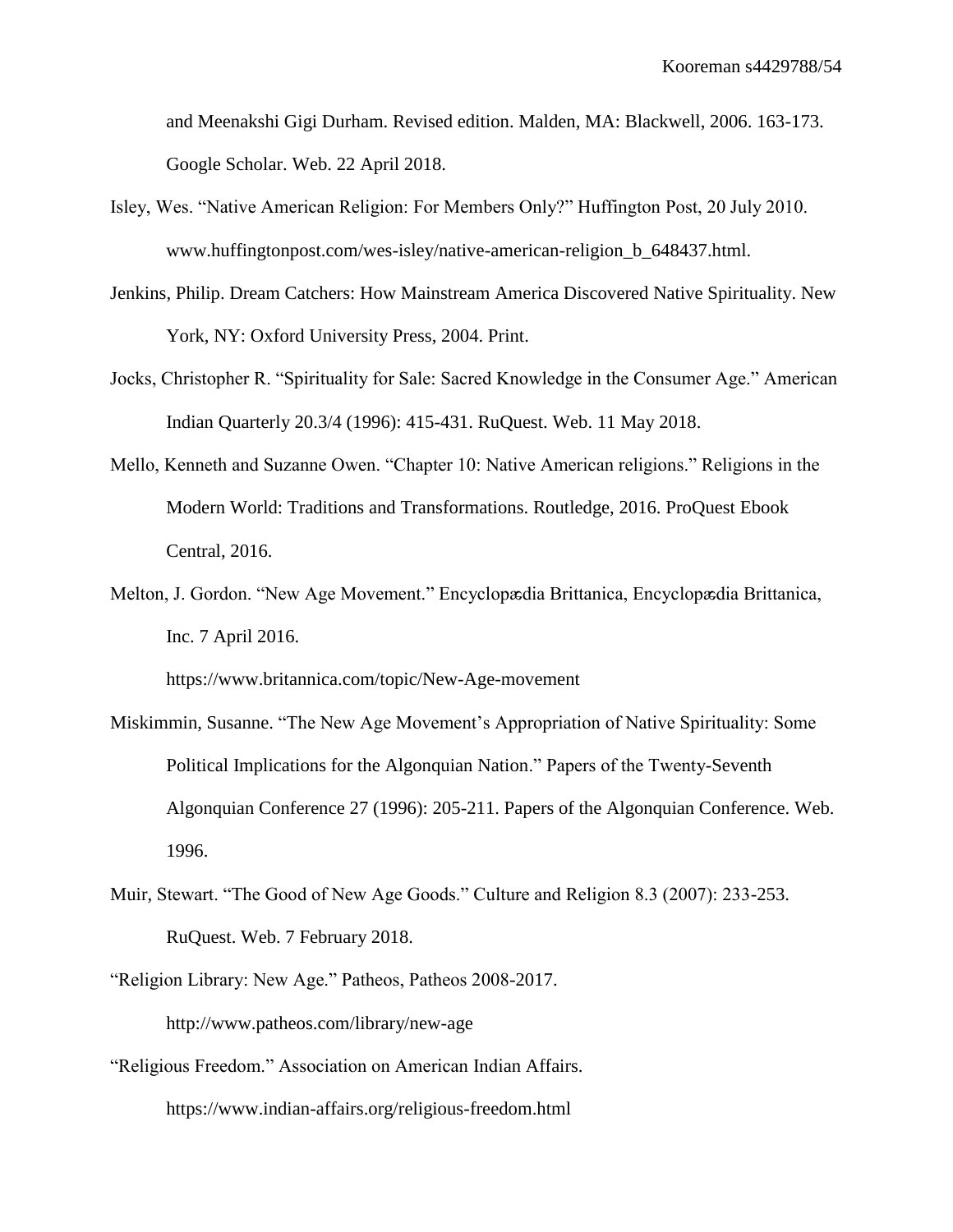and Meenakshi Gigi Durham. Revised edition. Malden, MA: Blackwell, 2006. 163-173. Google Scholar. Web. 22 April 2018.

Isley, Wes. "Native American Religion: For Members Only?" Huffington Post, 20 July 2010. www.huffingtonpost.com/wes-isley/native-american-religion_b_648437.html.

Jenkins, Philip. Dream Catchers: How Mainstream America Discovered Native Spirituality. New York, NY: Oxford University Press, 2004. Print.

Jocks, Christopher R. "Spirituality for Sale: Sacred Knowledge in the Consumer Age." American Indian Quarterly 20.3/4 (1996): 415-431. RuQuest. Web. 11 May 2018.

Mello, Kenneth and Suzanne Owen. "Chapter 10: Native American religions." Religions in the Modern World: Traditions and Transformations. Routledge, 2016. ProQuest Ebook Central, 2016.

Melton, J. Gordon. "New Age Movement." Encyclopædia Brittanica, Encyclopædia Brittanica, Inc. 7 April 2016.
https://www.britannica.com/topic/New-Age-movement

Miskimmin, Susanne. "The New Age Movement's Appropriation of Native Spirituality: Some Political Implications for the Algonquian Nation." Papers of the Twenty-Seventh Algonquian Conference 27 (1996): 205-211. Papers of the Algonquian Conference. Web. 1996.

Muir, Stewart. "The Good of New Age Goods." Culture and Religion 8.3 (2007): 233-253. RuQuest. Web. 7 February 2018.

"Religion Library: New Age." Patheos, Patheos 2008-2017.
http://www.patheos.com/library/new-age

"Religious Freedom." Association on American Indian Affairs.
https://www.indian-affairs.org/religious-freedom.html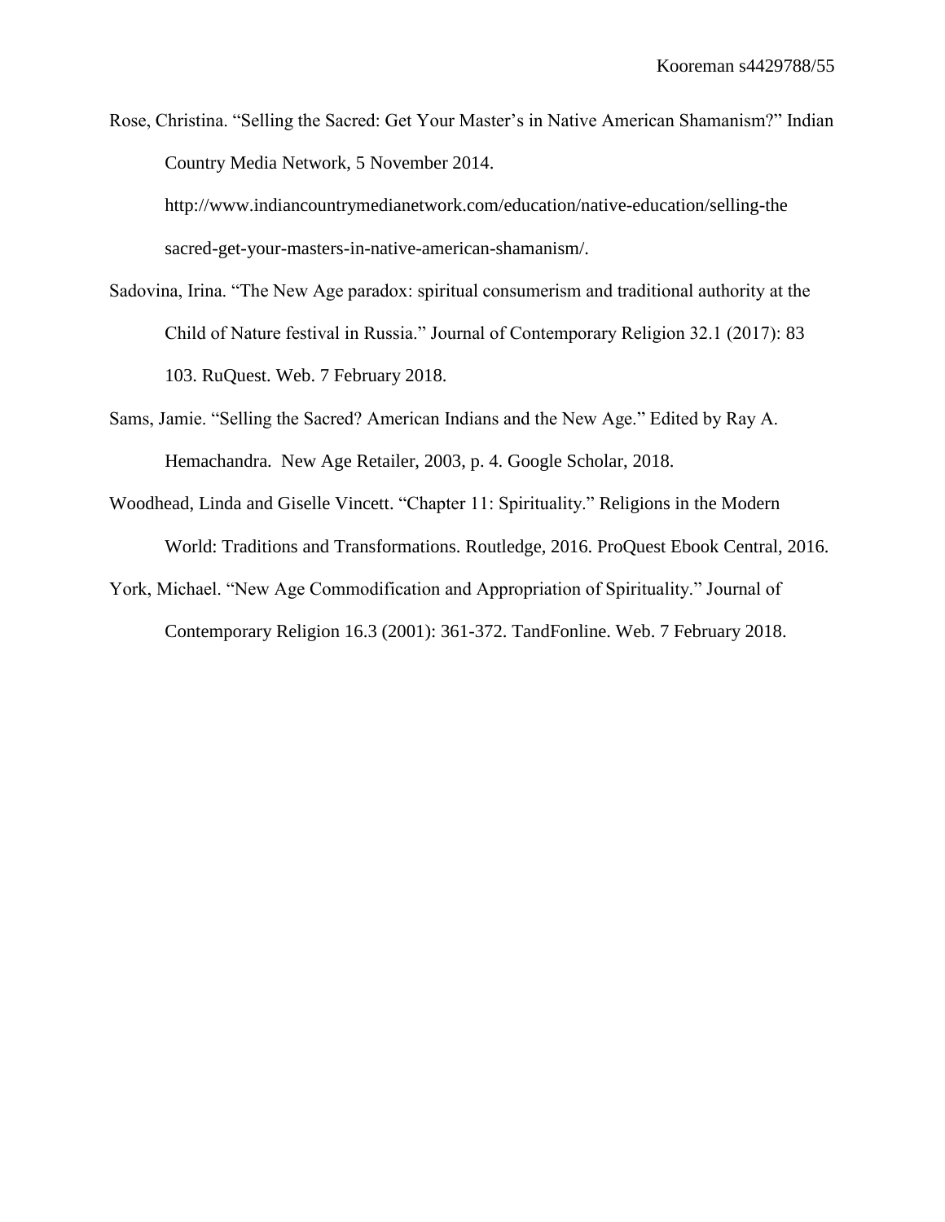Rose, Christina. "Selling the Sacred: Get Your Master's in Native American Shamanism?" Indian Country Media Network, 5 November 2014. http://www.indiancountrymedianetwork.com/education/native-education/selling-the sacred-get-your-masters-in-native-american-shamanism/.

Sadovina, Irina. "The New Age paradox: spiritual consumerism and traditional authority at the Child of Nature festival in Russia." Journal of Contemporary Religion 32.1 (2017): 83 103. RuQuest. Web. 7 February 2018.

Sams, Jamie. "Selling the Sacred? American Indians and the New Age." Edited by Ray A. Hemachandra. New Age Retailer, 2003, p. 4. Google Scholar, 2018.

Woodhead, Linda and Giselle Vincett. "Chapter 11: Spirituality." Religions in the Modern World: Traditions and Transformations. Routledge, 2016. ProQuest Ebook Central, 2016.

York, Michael. "New Age Commodification and Appropriation of Spirituality." Journal of Contemporary Religion 16.3 (2001): 361-372. TandFonline. Web. 7 February 2018.